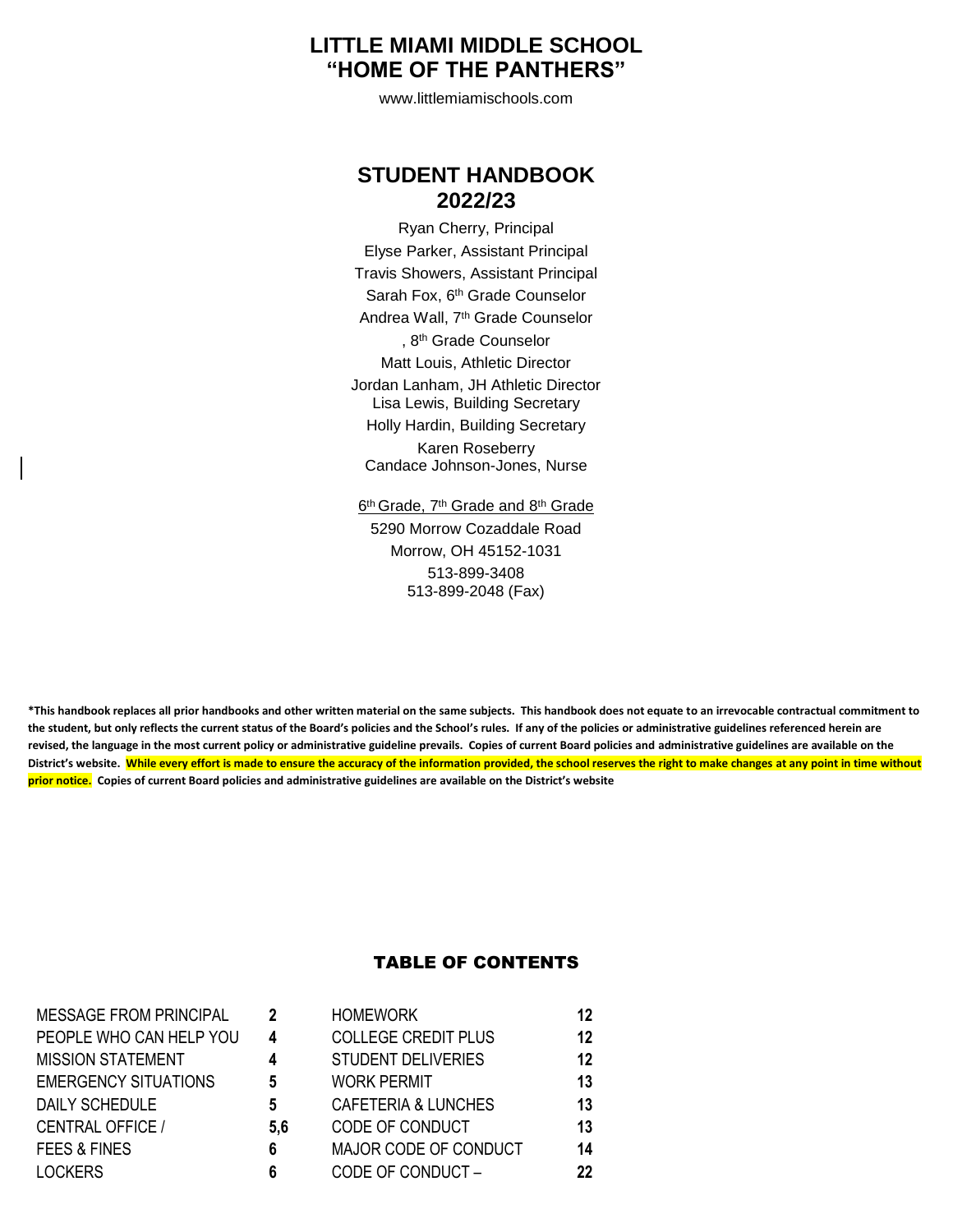# LITTLE MIAMI MIDDLE SCHOOL
# "HOME OF THE PANTHERS"

www.littlemiamischools.com

## STUDENT HANDBOOK
## 2022/23

Ryan Cherry, Principal
Elyse Parker, Assistant Principal
Travis Showers, Assistant Principal
Sarah Fox, 6th Grade Counselor
Andrea Wall, 7th Grade Counselor
, 8th Grade Counselor
Matt Louis, Athletic Director
Jordan Lanham, JH Athletic Director
Lisa Lewis, Building Secretary
Holly Hardin, Building Secretary
Karen Roseberry
Candace Johnson-Jones, Nurse

6th Grade, 7th Grade and 8th Grade
5290 Morrow Cozaddale Road
Morrow, OH 45152-1031
513-899-3408
513-899-2048 (Fax)

**\*This handbook replaces all prior handbooks and other written material on the same subjects. This handbook does not equate to an irrevocable contractual commitment to the student, but only reflects the current status of the Board's policies and the School's rules. If any of the policies or administrative guidelines referenced herein are revised, the language in the most current policy or administrative guideline prevails. Copies of current Board policies and administrative guidelines are available on the District's website. While every effort is made to ensure the accuracy of the information provided, the school reserves the right to make changes at any point in time without prior notice. Copies of current Board policies and administrative guidelines are available on the District's website**

## TABLE OF CONTENTS

| | | | |
|---|---|---|---|
| MESSAGE FROM PRINCIPAL | 2 | HOMEWORK | 12 |
| PEOPLE WHO CAN HELP YOU | 4 | COLLEGE CREDIT PLUS | 12 |
| MISSION STATEMENT | 4 | STUDENT DELIVERIES | 12 |
| EMERGENCY SITUATIONS | 5 | WORK PERMIT | 13 |
| DAILY SCHEDULE | 5 | CAFETERIA & LUNCHES | 13 |
| CENTRAL OFFICE / | 5,6 | CODE OF CONDUCT | 13 |
| FEES & FINES | 6 | MAJOR CODE OF CONDUCT | 14 |
| LOCKERS | 6 | CODE OF CONDUCT – | 22 |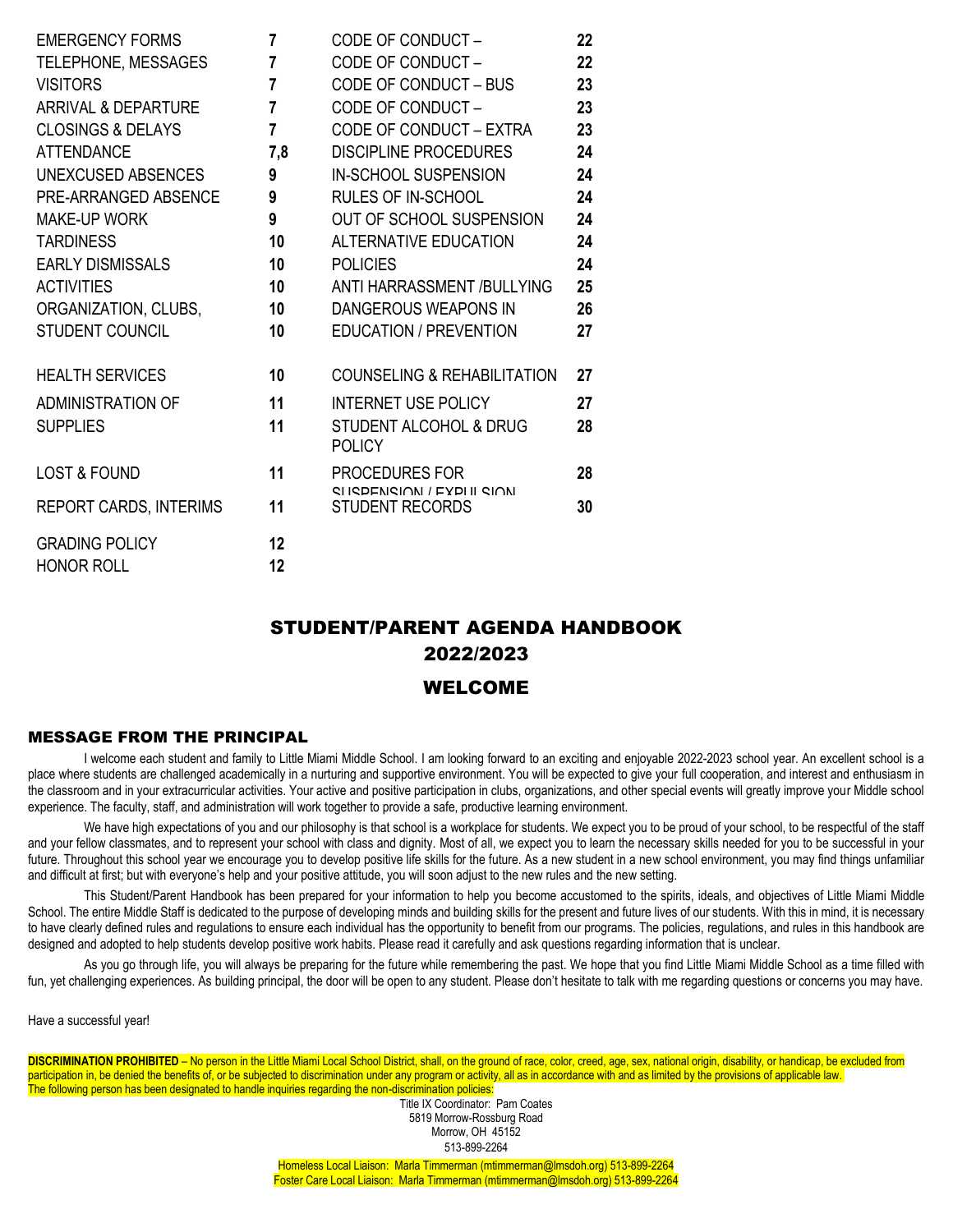| | | | |
|---|---|---|---|
| EMERGENCY FORMS | 7 | CODE OF CONDUCT – | 22 |
| TELEPHONE, MESSAGES | 7 | CODE OF CONDUCT – | 22 |
| VISITORS | 7 | CODE OF CONDUCT – BUS | 23 |
| ARRIVAL & DEPARTURE | 7 | CODE OF CONDUCT – | 23 |
| CLOSINGS & DELAYS | 7 | CODE OF CONDUCT – EXTRA | 23 |
| ATTENDANCE | 7,8 | DISCIPLINE PROCEDURES | 24 |
| UNEXCUSED ABSENCES | 9 | IN-SCHOOL SUSPENSION | 24 |
| PRE-ARRANGED ABSENCE | 9 | RULES OF IN-SCHOOL | 24 |
| MAKE-UP WORK | 9 | OUT OF SCHOOL SUSPENSION | 24 |
| TARDINESS | 10 | ALTERNATIVE EDUCATION | 24 |
| EARLY DISMISSALS | 10 | POLICIES | 24 |
| ACTIVITIES | 10 | ANTI HARRASSMENT /BULLYING | 25 |
| ORGANIZATION, CLUBS, | 10 | DANGEROUS WEAPONS IN | 26 |
| STUDENT COUNCIL | 10 | EDUCATION / PREVENTION | 27 |
| HEALTH SERVICES | 10 | COUNSELING & REHABILITATION | 27 |
| ADMINISTRATION OF | 11 | INTERNET USE POLICY | 27 |
| SUPPLIES | 11 | STUDENT ALCOHOL & DRUG POLICY | 28 |
| LOST & FOUND | 11 | PROCEDURES FOR SUSPENSION / EXPULSION | 28 |
| REPORT CARDS, INTERIMS | 11 | STUDENT RECORDS | 30 |
| GRADING POLICY | 12 | | |
| HONOR ROLL | 12 | | |

# STUDENT/PARENT AGENDA HANDBOOK
# 2022/2023
# WELCOME

## MESSAGE FROM THE PRINCIPAL

I welcome each student and family to Little Miami Middle School. I am looking forward to an exciting and enjoyable 2022-2023 school year. An excellent school is a place where students are challenged academically in a nurturing and supportive environment. You will be expected to give your full cooperation, and interest and enthusiasm in the classroom and in your extracurricular activities. Your active and positive participation in clubs, organizations, and other special events will greatly improve your Middle school experience. The faculty, staff, and administration will work together to provide a safe, productive learning environment.

We have high expectations of you and our philosophy is that school is a workplace for students. We expect you to be proud of your school, to be respectful of the staff and your fellow classmates, and to represent your school with class and dignity. Most of all, we expect you to learn the necessary skills needed for you to be successful in your future. Throughout this school year we encourage you to develop positive life skills for the future. As a new student in a new school environment, you may find things unfamiliar and difficult at first; but with everyone's help and your positive attitude, you will soon adjust to the new rules and the new setting.

This Student/Parent Handbook has been prepared for your information to help you become accustomed to the spirits, ideals, and objectives of Little Miami Middle School. The entire Middle Staff is dedicated to the purpose of developing minds and building skills for the present and future lives of our students. With this in mind, it is necessary to have clearly defined rules and regulations to ensure each individual has the opportunity to benefit from our programs. The policies, regulations, and rules in this handbook are designed and adopted to help students develop positive work habits. Please read it carefully and ask questions regarding information that is unclear.

As you go through life, you will always be preparing for the future while remembering the past. We hope that you find Little Miami Middle School as a time filled with fun, yet challenging experiences. As building principal, the door will be open to any student. Please don't hesitate to talk with me regarding questions or concerns you may have.

Have a successful year!

**DISCRIMINATION PROHIBITED** – No person in the Little Miami Local School District, shall, on the ground of race, color, creed, age, sex, national origin, disability, or handicap, be excluded from participation in, be denied the benefits of, or be subjected to discrimination under any program or activity, all as in accordance with and as limited by the provisions of applicable law.
The following person has been designated to handle inquiries regarding the non-discrimination policies:

Title IX Coordinator: Pam Coates
5819 Morrow-Rossburg Road
Morrow, OH 45152
513-899-2264

Homeless Local Liaison: Marla Timmerman (mtimmerman@lmsdoh.org) 513-899-2264
Foster Care Local Liaison: Marla Timmerman (mtimmerman@lmsdoh.org) 513-899-2264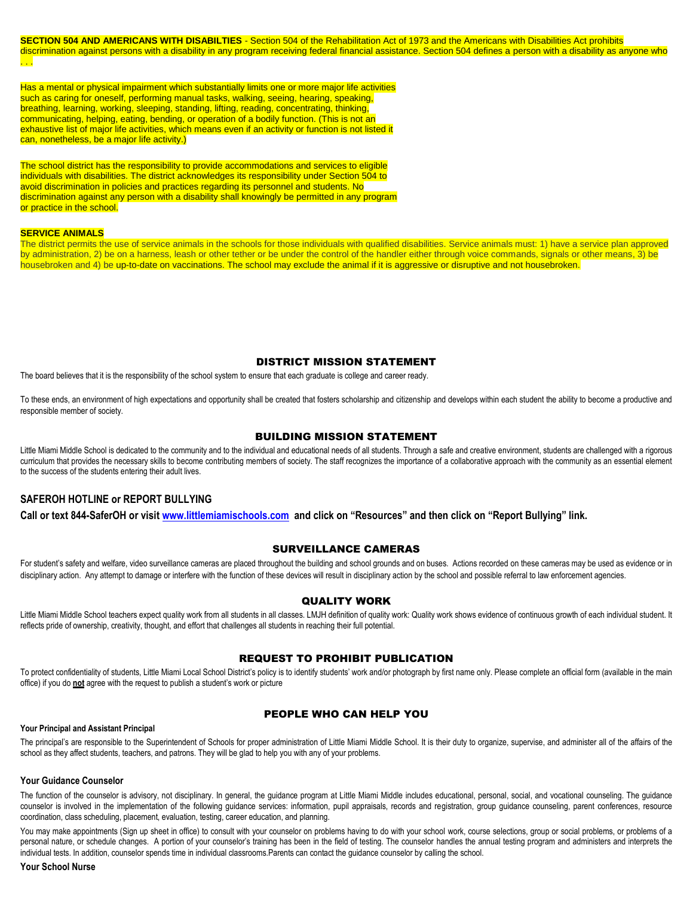**SECTION 504 AND AMERICANS WITH DISABILTIES** - Section 504 of the Rehabilitation Act of 1973 and the Americans with Disabilities Act prohibits discrimination against persons with a disability in any program receiving federal financial assistance. Section 504 defines a person with a disability as anyone who . . .

Has a mental or physical impairment which substantially limits one or more major life activities such as caring for oneself, performing manual tasks, walking, seeing, hearing, speaking, breathing, learning, working, sleeping, standing, lifting, reading, concentrating, thinking, communicating, helping, eating, bending, or operation of a bodily function. (This is not an exhaustive list of major life activities, which means even if an activity or function is not listed it can, nonetheless, be a major life activity.)

The school district has the responsibility to provide accommodations and services to eligible individuals with disabilities. The district acknowledges its responsibility under Section 504 to avoid discrimination in policies and practices regarding its personnel and students. No discrimination against any person with a disability shall knowingly be permitted in any program or practice in the school.

**SERVICE ANIMALS**

The district permits the use of service animals in the schools for those individuals with qualified disabilities. Service animals must: 1) have a service plan approved by administration, 2) be on a harness, leash or other tether or be under the control of the handler either through voice commands, signals or other means, 3) be housebroken and 4) be up-to-date on vaccinations. The school may exclude the animal if it is aggressive or disruptive and not housebroken.

## DISTRICT MISSION STATEMENT

The board believes that it is the responsibility of the school system to ensure that each graduate is college and career ready.

To these ends, an environment of high expectations and opportunity shall be created that fosters scholarship and citizenship and develops within each student the ability to become a productive and responsible member of society.

## BUILDING MISSION STATEMENT

Little Miami Middle School is dedicated to the community and to the individual and educational needs of all students. Through a safe and creative environment, students are challenged with a rigorous curriculum that provides the necessary skills to become contributing members of society. The staff recognizes the importance of a collaborative approach with the community as an essential element to the success of the students entering their adult lives.

### SAFEROH HOTLINE or REPORT BULLYING

**Call or text 844-SaferOH or visit www.littlemiamischools.com and click on "Resources" and then click on "Report Bullying" link.**

## SURVEILLANCE CAMERAS

For student's safety and welfare, video surveillance cameras are placed throughout the building and school grounds and on buses. Actions recorded on these cameras may be used as evidence or in disciplinary action. Any attempt to damage or interfere with the function of these devices will result in disciplinary action by the school and possible referral to law enforcement agencies.

## QUALITY WORK

Little Miami Middle School teachers expect quality work from all students in all classes. LMJH definition of quality work: Quality work shows evidence of continuous growth of each individual student. It reflects pride of ownership, creativity, thought, and effort that challenges all students in reaching their full potential.

## REQUEST TO PROHIBIT PUBLICATION

To protect confidentiality of students, Little Miami Local School District's policy is to identify students' work and/or photograph by first name only. Please complete an official form (available in the main office) if you do **not** agree with the request to publish a student's work or picture

## PEOPLE WHO CAN HELP YOU

**Your Principal and Assistant Principal**

The principal's are responsible to the Superintendent of Schools for proper administration of Little Miami Middle School. It is their duty to organize, supervise, and administer all of the affairs of the school as they affect students, teachers, and patrons. They will be glad to help you with any of your problems.

**Your Guidance Counselor**

The function of the counselor is advisory, not disciplinary. In general, the guidance program at Little Miami Middle includes educational, personal, social, and vocational counseling. The guidance counselor is involved in the implementation of the following guidance services: information, pupil appraisals, records and registration, group guidance counseling, parent conferences, resource coordination, class scheduling, placement, evaluation, testing, career education, and planning.

You may make appointments (Sign up sheet in office) to consult with your counselor on problems having to do with your school work, course selections, group or social problems, or problems of a personal nature, or schedule changes. A portion of your counselor's training has been in the field of testing. The counselor handles the annual testing program and administers and interprets the individual tests. In addition, counselor spends time in individual classrooms.Parents can contact the guidance counselor by calling the school.

**Your School Nurse**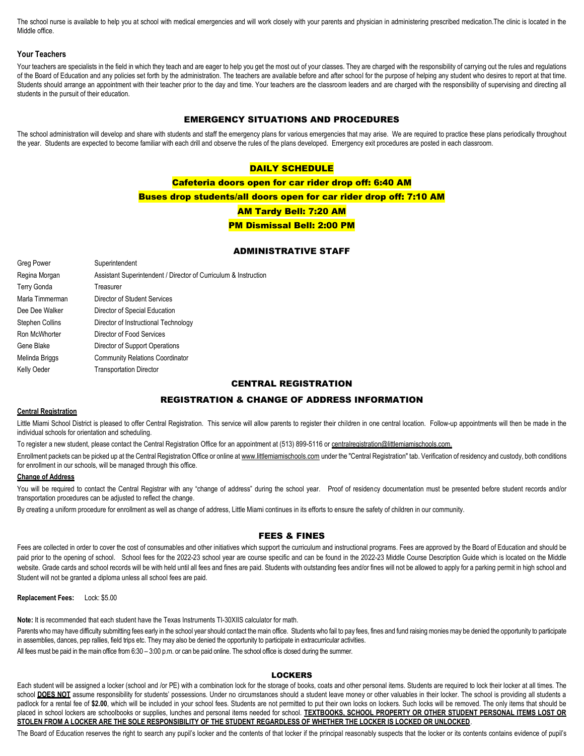The school nurse is available to help you at school with medical emergencies and will work closely with your parents and physician in administering prescribed medication.The clinic is located in the Middle office.

### Your Teachers

Your teachers are specialists in the field in which they teach and are eager to help you get the most out of your classes. They are charged with the responsibility of carrying out the rules and regulations of the Board of Education and any policies set forth by the administration. The teachers are available before and after school for the purpose of helping any student who desires to report at that time. Students should arrange an appointment with their teacher prior to the day and time. Your teachers are the classroom leaders and are charged with the responsibility of supervising and directing all students in the pursuit of their education.

## EMERGENCY SITUATIONS AND PROCEDURES

The school administration will develop and share with students and staff the emergency plans for various emergencies that may arise. We are required to practice these plans periodically throughout the year. Students are expected to become familiar with each drill and observe the rules of the plans developed. Emergency exit procedures are posted in each classroom.

## DAILY SCHEDULE

**Cafeteria doors open for car rider drop off: 6:40 AM**

**Buses drop students/all doors open for car rider drop off: 7:10 AM**

**AM Tardy Bell: 7:20 AM**

**PM Dismissal Bell: 2:00 PM**

## ADMINISTRATIVE STAFF

| | |
|---|---|
| Greg Power | Superintendent |
| Regina Morgan | Assistant Superintendent / Director of Curriculum & Instruction |
| Terry Gonda | Treasurer |
| Marla Timmerman | Director of Student Services |
| Dee Dee Walker | Director of Special Education |
| Stephen Collins | Director of Instructional Technology |
| Ron McWhorter | Director of Food Services |
| Gene Blake | Director of Support Operations |
| Melinda Briggs | Community Relations Coordinator |
| Kelly Oeder | Transportation Director |

## CENTRAL REGISTRATION

## REGISTRATION & CHANGE OF ADDRESS INFORMATION

### Central Registration

Little Miami School District is pleased to offer Central Registration. This service will allow parents to register their children in one central location. Follow-up appointments will then be made in the individual schools for orientation and scheduling.

To register a new student, please contact the Central Registration Office for an appointment at (513) 899-5116 or centralregistration@littlemiamischools.com.

Enrollment packets can be picked up at the Central Registration Office or online at www.littlemiamischools.com under the "Central Registration" tab. Verification of residency and custody, both conditions for enrollment in our schools, will be managed through this office.

### Change of Address

You will be required to contact the Central Registrar with any "change of address" during the school year. Proof of residency documentation must be presented before student records and/or transportation procedures can be adjusted to reflect the change.

By creating a uniform procedure for enrollment as well as change of address, Little Miami continues in its efforts to ensure the safety of children in our community.

## FEES & FINES

Fees are collected in order to cover the cost of consumables and other initiatives which support the curriculum and instructional programs. Fees are approved by the Board of Education and should be paid prior to the opening of school. School fees for the 2022-23 school year are course specific and can be found in the 2022-23 Middle Course Description Guide which is located on the Middle website. Grade cards and school records will be with held until all fees and fines are paid. Students with outstanding fees and/or fines will not be allowed to apply for a parking permit in high school and Student will not be granted a diploma unless all school fees are paid.

**Replacement Fees:** Lock: $5.00

**Note:** It is recommended that each student have the Texas Instruments TI-30XIIS calculator for math.

Parents who may have difficulty submitting fees early in the school year should contact the main office. Students who fail to pay fees, fines and fund raising monies may be denied the opportunity to participate in assemblies, dances, pep rallies, field trips etc. They may also be denied the opportunity to participate in extracurricular activities.

All fees must be paid in the main office from 6:30 – 3:00 p.m. or can be paid online. The school office is closed during the summer.

## LOCKERS

Each student will be assigned a locker (school and /or PE) with a combination lock for the storage of books, coats and other personal items. Students are required to lock their locker at all times. The school **DOES NOT** assume responsibility for students' possessions. Under no circumstances should a student leave money or other valuables in their locker. The school is providing all students a padlock for a rental fee of **$2.00**, which will be included in your school fees. Students are not permitted to put their own locks on lockers. Such locks will be removed. The only items that should be placed in school lockers are schoolbooks or supplies, lunches and personal items needed for school. **TEXTBOOKS, SCHOOL PROPERTY OR OTHER STUDENT PERSONAL ITEMS LOST OR STOLEN FROM A LOCKER ARE THE SOLE RESPONSIBILITY OF THE STUDENT REGARDLESS OF WHETHER THE LOCKER IS LOCKED OR UNLOCKED**.

The Board of Education reserves the right to search any pupil's locker and the contents of that locker if the principal reasonably suspects that the locker or its contents contains evidence of pupil's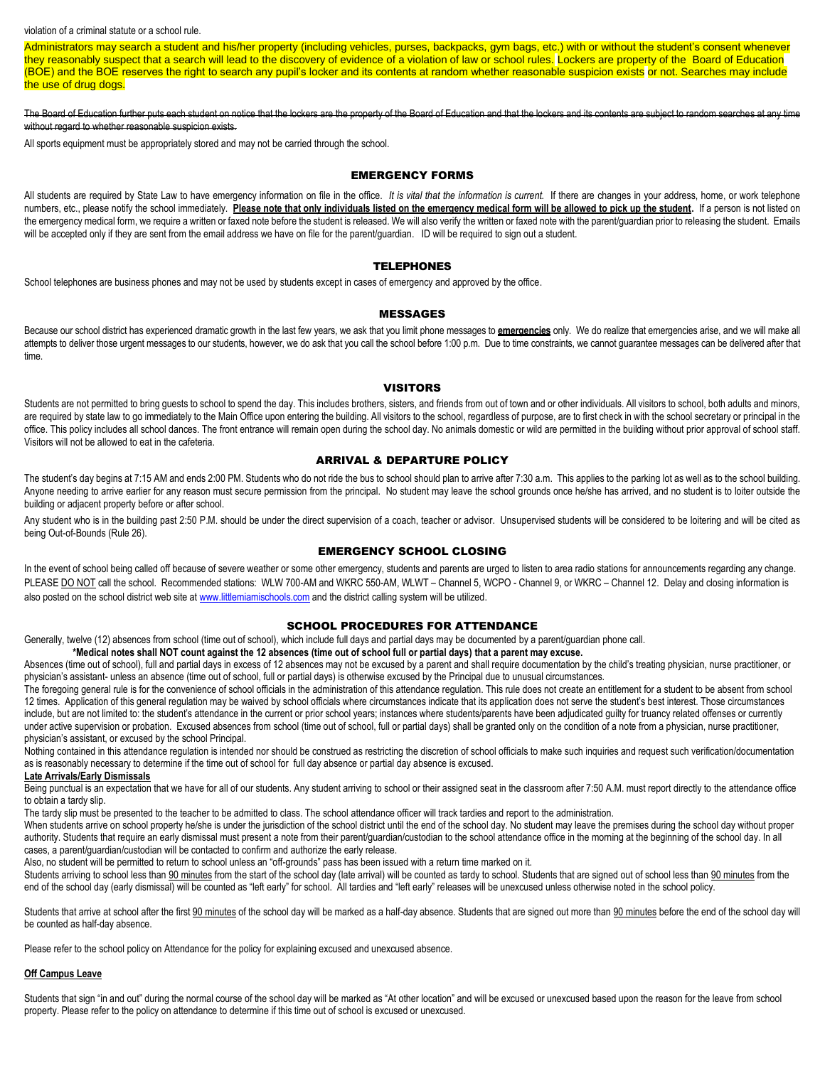violation of a criminal statute or a school rule.

Administrators may search a student and his/her property (including vehicles, purses, backpacks, gym bags, etc.) with or without the student's consent whenever they reasonably suspect that a search will lead to the discovery of evidence of a violation of law or school rules. Lockers are property of the Board of Education (BOE) and the BOE reserves the right to search any pupil's locker and its contents at random whether reasonable suspicion exists or not. Searches may include the use of drug dogs.

~~The Board of Education further puts each student on notice that the lockers are the property of the Board of Education and that the lockers and its contents are subject to random searches at any time without regard to whether reasonable suspicion exists.~~

All sports equipment must be appropriately stored and may not be carried through the school.

## EMERGENCY FORMS

All students are required by State Law to have emergency information on file in the office. *It is vital that the information is current.* If there are changes in your address, home, or work telephone numbers, etc., please notify the school immediately. **Please note that only individuals listed on the emergency medical form will be allowed to pick up the student.** If a person is not listed on the emergency medical form, we require a written or faxed note before the student is released. We will also verify the written or faxed note with the parent/guardian prior to releasing the student. Emails will be accepted only if they are sent from the email address we have on file for the parent/guardian. ID will be required to sign out a student.

## TELEPHONES

School telephones are business phones and may not be used by students except in cases of emergency and approved by the office.

## MESSAGES

Because our school district has experienced dramatic growth in the last few years, we ask that you limit phone messages to **emergencies** only. We do realize that emergencies arise, and we will make all attempts to deliver those urgent messages to our students, however, we do ask that you call the school before 1:00 p.m. Due to time constraints, we cannot guarantee messages can be delivered after that time.

## VISITORS

Students are not permitted to bring guests to school to spend the day. This includes brothers, sisters, and friends from out of town and or other individuals. All visitors to school, both adults and minors, are required by state law to go immediately to the Main Office upon entering the building. All visitors to the school, regardless of purpose, are to first check in with the school secretary or principal in the office. This policy includes all school dances. The front entrance will remain open during the school day. No animals domestic or wild are permitted in the building without prior approval of school staff. Visitors will not be allowed to eat in the cafeteria.

## ARRIVAL & DEPARTURE POLICY

The student's day begins at 7:15 AM and ends 2:00 PM. Students who do not ride the bus to school should plan to arrive after 7:30 a.m. This applies to the parking lot as well as to the school building. Anyone needing to arrive earlier for any reason must secure permission from the principal. No student may leave the school grounds once he/she has arrived, and no student is to loiter outside the building or adjacent property before or after school.

Any student who is in the building past 2:50 P.M. should be under the direct supervision of a coach, teacher or advisor. Unsupervised students will be considered to be loitering and will be cited as being Out-of-Bounds (Rule 26).

## EMERGENCY SCHOOL CLOSING

In the event of school being called off because of severe weather or some other emergency, students and parents are urged to listen to area radio stations for announcements regarding any change. PLEASE DO NOT call the school. Recommended stations: WLW 700-AM and WKRC 550-AM, WLWT – Channel 5, WCPO - Channel 9, or WKRC – Channel 12. Delay and closing information is also posted on the school district web site at www.littlemiamischools.com and the district calling system will be utilized.

## SCHOOL PROCEDURES FOR ATTENDANCE

Generally, twelve (12) absences from school (time out of school), which include full days and partial days may be documented by a parent/guardian phone call.

**\*Medical notes shall NOT count against the 12 absences (time out of school full or partial days) that a parent may excuse.**

Absences (time out of school), full and partial days in excess of 12 absences may not be excused by a parent and shall require documentation by the child's treating physician, nurse practitioner, or physician's assistant- unless an absence (time out of school, full or partial days) is otherwise excused by the Principal due to unusual circumstances.

The foregoing general rule is for the convenience of school officials in the administration of this attendance regulation. This rule does not create an entitlement for a student to be absent from school 12 times. Application of this general regulation may be waived by school officials where circumstances indicate that its application does not serve the student's best interest. Those circumstances include, but are not limited to: the student's attendance in the current or prior school years; instances where students/parents have been adjudicated guilty for truancy related offenses or currently under active supervision or probation. Excused absences from school (time out of school, full or partial days) shall be granted only on the condition of a note from a physician, nurse practitioner, physician's assistant, or excused by the school Principal.

Nothing contained in this attendance regulation is intended nor should be construed as restricting the discretion of school officials to make such inquiries and request such verification/documentation as is reasonably necessary to determine if the time out of school for full day absence or partial day absence is excused.

### Late Arrivals/Early Dismissals

Being punctual is an expectation that we have for all of our students. Any student arriving to school or their assigned seat in the classroom after 7:50 A.M. must report directly to the attendance office to obtain a tardy slip.

The tardy slip must be presented to the teacher to be admitted to class. The school attendance officer will track tardies and report to the administration.

When students arrive on school property he/she is under the jurisdiction of the school district until the end of the school day. No student may leave the premises during the school day without proper authority. Students that require an early dismissal must present a note from their parent/guardian/custodian to the school attendance office in the morning at the beginning of the school day. In all cases, a parent/guardian/custodian will be contacted to confirm and authorize the early release.

Also, no student will be permitted to return to school unless an "off-grounds" pass has been issued with a return time marked on it.

Students arriving to school less than 90 minutes from the start of the school day (late arrival) will be counted as tardy to school. Students that are signed out of school less than 90 minutes from the end of the school day (early dismissal) will be counted as "left early" for school. All tardies and "left early" releases will be unexcused unless otherwise noted in the school policy.

Students that arrive at school after the first 90 minutes of the school day will be marked as a half-day absence. Students that are signed out more than 90 minutes before the end of the school day will be counted as half-day absence.

Please refer to the school policy on Attendance for the policy for explaining excused and unexcused absence.

### Off Campus Leave

Students that sign "in and out" during the normal course of the school day will be marked as "At other location" and will be excused or unexcused based upon the reason for the leave from school property. Please refer to the policy on attendance to determine if this time out of school is excused or unexcused.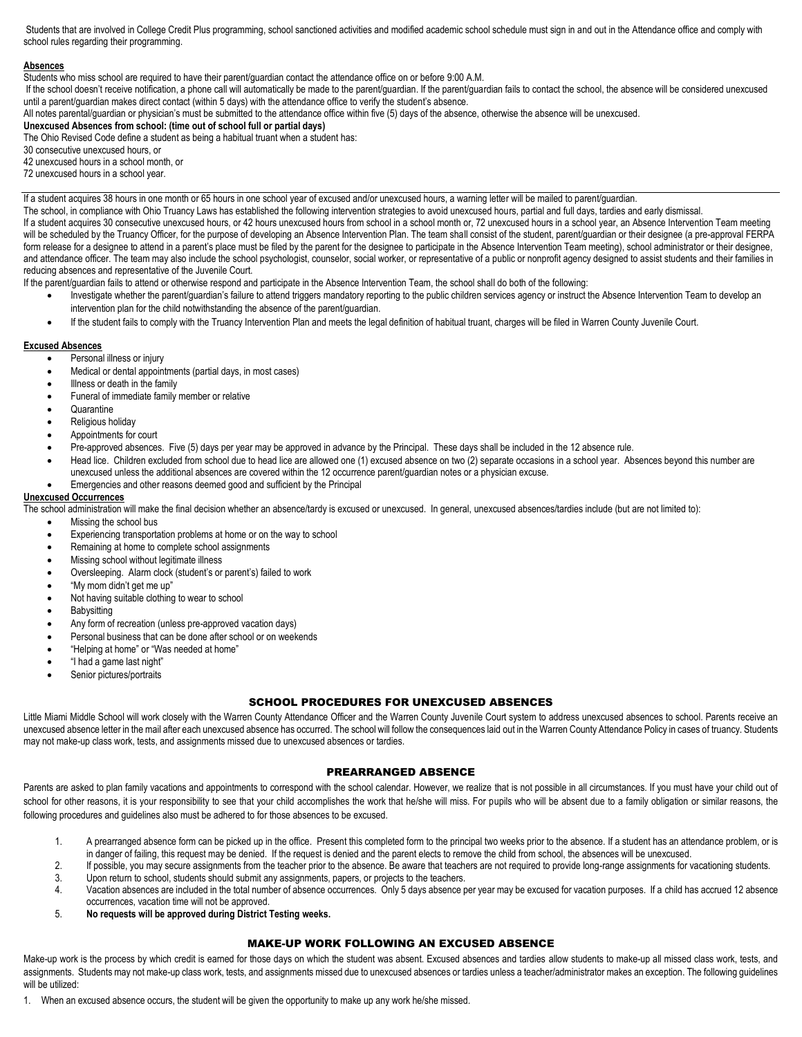Students that are involved in College Credit Plus programming, school sanctioned activities and modified academic school schedule must sign in and out in the Attendance office and comply with school rules regarding their programming.

**Absences**

Students who miss school are required to have their parent/guardian contact the attendance office on or before 9:00 A.M.

If the school doesn't receive notification, a phone call will automatically be made to the parent/guardian. If the parent/guardian fails to contact the school, the absence will be considered unexcused until a parent/guardian makes direct contact (within 5 days) with the attendance office to verify the student's absence.

All notes parental/guardian or physician's must be submitted to the attendance office within five (5) days of the absence, otherwise the absence will be unexcused.

**Unexcused Absences from school: (time out of school full or partial days)**

The Ohio Revised Code define a student as being a habitual truant when a student has:

30 consecutive unexcused hours, or

42 unexcused hours in a school month, or

72 unexcused hours in a school year.

---

If a student acquires 38 hours in one month or 65 hours in one school year of excused and/or unexcused hours, a warning letter will be mailed to parent/guardian.

The school, in compliance with Ohio Truancy Laws has established the following intervention strategies to avoid unexcused hours, partial and full days, tardies and early dismissal.

If a student acquires 30 consecutive unexcused hours, or 42 hours unexcused hours from school in a school month or, 72 unexcused hours in a school year, an Absence Intervention Team meeting will be scheduled by the Truancy Officer, for the purpose of developing an Absence Intervention Plan. The team shall consist of the student, parent/guardian or their designee (a pre-approval FERPA form release for a designee to attend in a parent's place must be filed by the parent for the designee to participate in the Absence Intervention Team meeting), school administrator or their designee, and attendance officer. The team may also include the school psychologist, counselor, social worker, or representative of a public or nonprofit agency designed to assist students and their families in reducing absences and representative of the Juvenile Court.

If the parent/guardian fails to attend or otherwise respond and participate in the Absence Intervention Team, the school shall do both of the following:

- Investigate whether the parent/guardian's failure to attend triggers mandatory reporting to the public children services agency or instruct the Absence Intervention Team to develop an intervention plan for the child notwithstanding the absence of the parent/guardian.
- If the student fails to comply with the Truancy Intervention Plan and meets the legal definition of habitual truant, charges will be filed in Warren County Juvenile Court.

**Excused Absences**

- Personal illness or injury
- Medical or dental appointments (partial days, in most cases)
- Illness or death in the family
- Funeral of immediate family member or relative
- Quarantine
- Religious holiday
- Appointments for court
- Pre-approved absences. Five (5) days per year may be approved in advance by the Principal. These days shall be included in the 12 absence rule.
- Head lice. Children excluded from school due to head lice are allowed one (1) excused absence on two (2) separate occasions in a school year. Absences beyond this number are unexcused unless the additional absences are covered within the 12 occurrence parent/guardian notes or a physician excuse.
- Emergencies and other reasons deemed good and sufficient by the Principal

**Unexcused Occurrences**

The school administration will make the final decision whether an absence/tardy is excused or unexcused. In general, unexcused absences/tardies include (but are not limited to):

- Missing the school bus
- Experiencing transportation problems at home or on the way to school
- Remaining at home to complete school assignments
- Missing school without legitimate illness
- Oversleeping. Alarm clock (student's or parent's) failed to work
- "My mom didn't get me up"
- Not having suitable clothing to wear to school
- Babysitting
- Any form of recreation (unless pre-approved vacation days)
- Personal business that can be done after school or on weekends
- "Helping at home" or "Was needed at home"
- "I had a game last night"
- Senior pictures/portraits

## SCHOOL PROCEDURES FOR UNEXCUSED ABSENCES

Little Miami Middle School will work closely with the Warren County Attendance Officer and the Warren County Juvenile Court system to address unexcused absences to school. Parents receive an unexcused absence letter in the mail after each unexcused absence has occurred. The school will follow the consequences laid out in the Warren County Attendance Policy in cases of truancy. Students may not make-up class work, tests, and assignments missed due to unexcused absences or tardies.

## PREARRANGED ABSENCE

Parents are asked to plan family vacations and appointments to correspond with the school calendar. However, we realize that is not possible in all circumstances. If you must have your child out of school for other reasons, it is your responsibility to see that your child accomplishes the work that he/she will miss. For pupils who will be absent due to a family obligation or similar reasons, the following procedures and guidelines also must be adhered to for those absences to be excused.

1. A prearranged absence form can be picked up in the office. Present this completed form to the principal two weeks prior to the absence. If a student has an attendance problem, or is in danger of failing, this request may be denied. If the request is denied and the parent elects to remove the child from school, the absences will be unexcused.
2. If possible, you may secure assignments from the teacher prior to the absence. Be aware that teachers are not required to provide long-range assignments for vacationing students.
3. Upon return to school, students should submit any assignments, papers, or projects to the teachers.
4. Vacation absences are included in the total number of absence occurrences. Only 5 days absence per year may be excused for vacation purposes. If a child has accrued 12 absence occurrences, vacation time will not be approved.
5. **No requests will be approved during District Testing weeks.**

## MAKE-UP WORK FOLLOWING AN EXCUSED ABSENCE

Make-up work is the process by which credit is earned for those days on which the student was absent. Excused absences and tardies allow students to make-up all missed class work, tests, and assignments. Students may not make-up class work, tests, and assignments missed due to unexcused absences or tardies unless a teacher/administrator makes an exception. The following guidelines will be utilized:

1. When an excused absence occurs, the student will be given the opportunity to make up any work he/she missed.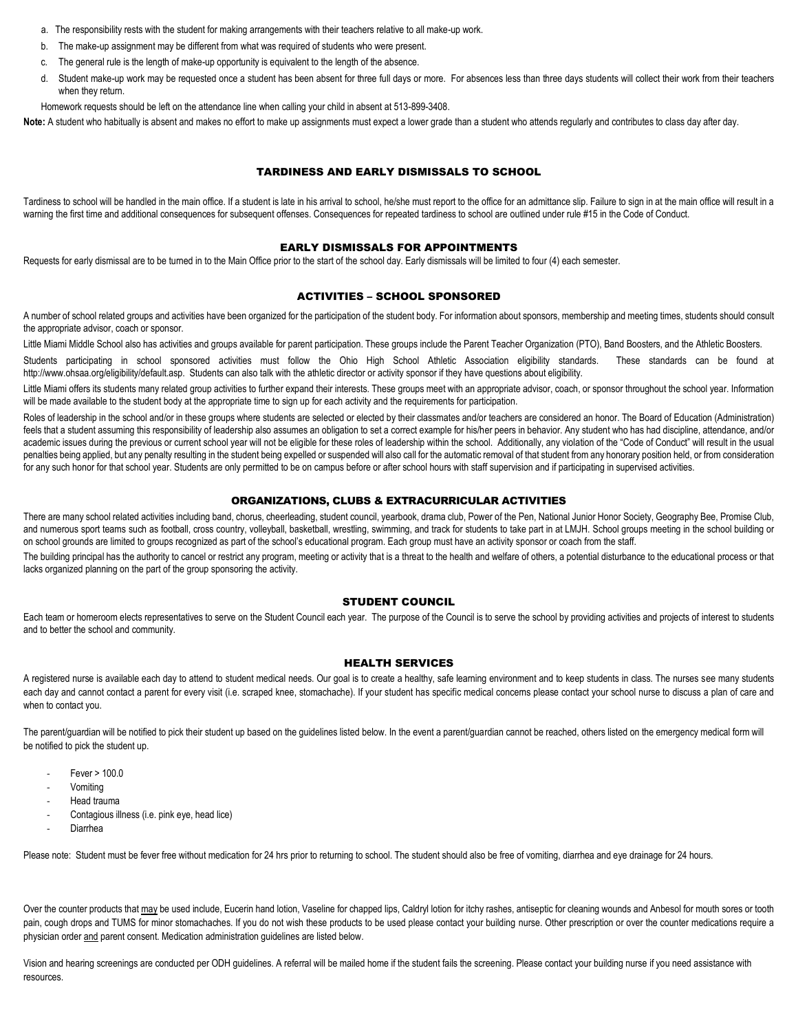a. The responsibility rests with the student for making arrangements with their teachers relative to all make-up work.

b. The make-up assignment may be different from what was required of students who were present.

c. The general rule is the length of make-up opportunity is equivalent to the length of the absence.

d. Student make-up work may be requested once a student has been absent for three full days or more. For absences less than three days students will collect their work from their teachers when they return.

Homework requests should be left on the attendance line when calling your child in absent at 513-899-3408.

**Note:** A student who habitually is absent and makes no effort to make up assignments must expect a lower grade than a student who attends regularly and contributes to class day after day.

## TARDINESS AND EARLY DISMISSALS TO SCHOOL

Tardiness to school will be handled in the main office. If a student is late in his arrival to school, he/she must report to the office for an admittance slip. Failure to sign in at the main office will result in a warning the first time and additional consequences for subsequent offenses. Consequences for repeated tardiness to school are outlined under rule #15 in the Code of Conduct.

## EARLY DISMISSALS FOR APPOINTMENTS

Requests for early dismissal are to be turned in to the Main Office prior to the start of the school day. Early dismissals will be limited to four (4) each semester.

## ACTIVITIES – SCHOOL SPONSORED

A number of school related groups and activities have been organized for the participation of the student body. For information about sponsors, membership and meeting times, students should consult the appropriate advisor, coach or sponsor.

Little Miami Middle School also has activities and groups available for parent participation. These groups include the Parent Teacher Organization (PTO), Band Boosters, and the Athletic Boosters.

Students participating in school sponsored activities must follow the Ohio High School Athletic Association eligibility standards. These standards can be found at http://www.ohsaa.org/eligibility/default.asp. Students can also talk with the athletic director or activity sponsor if they have questions about eligibility.

Little Miami offers its students many related group activities to further expand their interests. These groups meet with an appropriate advisor, coach, or sponsor throughout the school year. Information will be made available to the student body at the appropriate time to sign up for each activity and the requirements for participation.

Roles of leadership in the school and/or in these groups where students are selected or elected by their classmates and/or teachers are considered an honor. The Board of Education (Administration) feels that a student assuming this responsibility of leadership also assumes an obligation to set a correct example for his/her peers in behavior. Any student who has had discipline, attendance, and/or academic issues during the previous or current school year will not be eligible for these roles of leadership within the school. Additionally, any violation of the "Code of Conduct" will result in the usual penalties being applied, but any penalty resulting in the student being expelled or suspended will also call for the automatic removal of that student from any honorary position held, or from consideration for any such honor for that school year. Students are only permitted to be on campus before or after school hours with staff supervision and if participating in supervised activities.

## ORGANIZATIONS, CLUBS & EXTRACURRICULAR ACTIVITIES

There are many school related activities including band, chorus, cheerleading, student council, yearbook, drama club, Power of the Pen, National Junior Honor Society, Geography Bee, Promise Club, and numerous sport teams such as football, cross country, volleyball, basketball, wrestling, swimming, and track for students to take part in at LMJH. School groups meeting in the school building or on school grounds are limited to groups recognized as part of the school's educational program. Each group must have an activity sponsor or coach from the staff.

The building principal has the authority to cancel or restrict any program, meeting or activity that is a threat to the health and welfare of others, a potential disturbance to the educational process or that lacks organized planning on the part of the group sponsoring the activity.

## STUDENT COUNCIL

Each team or homeroom elects representatives to serve on the Student Council each year. The purpose of the Council is to serve the school by providing activities and projects of interest to students and to better the school and community.

## HEALTH SERVICES

A registered nurse is available each day to attend to student medical needs. Our goal is to create a healthy, safe learning environment and to keep students in class. The nurses see many students each day and cannot contact a parent for every visit (i.e. scraped knee, stomachache). If your student has specific medical concerns please contact your school nurse to discuss a plan of care and when to contact you.

The parent/guardian will be notified to pick their student up based on the guidelines listed below. In the event a parent/guardian cannot be reached, others listed on the emergency medical form will be notified to pick the student up.

- Fever > 100.0
- Vomiting
- Head trauma
- Contagious illness (i.e. pink eye, head lice)
- Diarrhea

Please note: Student must be fever free without medication for 24 hrs prior to returning to school. The student should also be free of vomiting, diarrhea and eye drainage for 24 hours.

Over the counter products that may be used include, Eucerin hand lotion, Vaseline for chapped lips, Caldryl lotion for itchy rashes, antiseptic for cleaning wounds and Anbesol for mouth sores or tooth pain, cough drops and TUMS for minor stomachaches. If you do not wish these products to be used please contact your building nurse. Other prescription or over the counter medications require a physician order and parent consent. Medication administration guidelines are listed below.

Vision and hearing screenings are conducted per ODH guidelines. A referral will be mailed home if the student fails the screening. Please contact your building nurse if you need assistance with resources.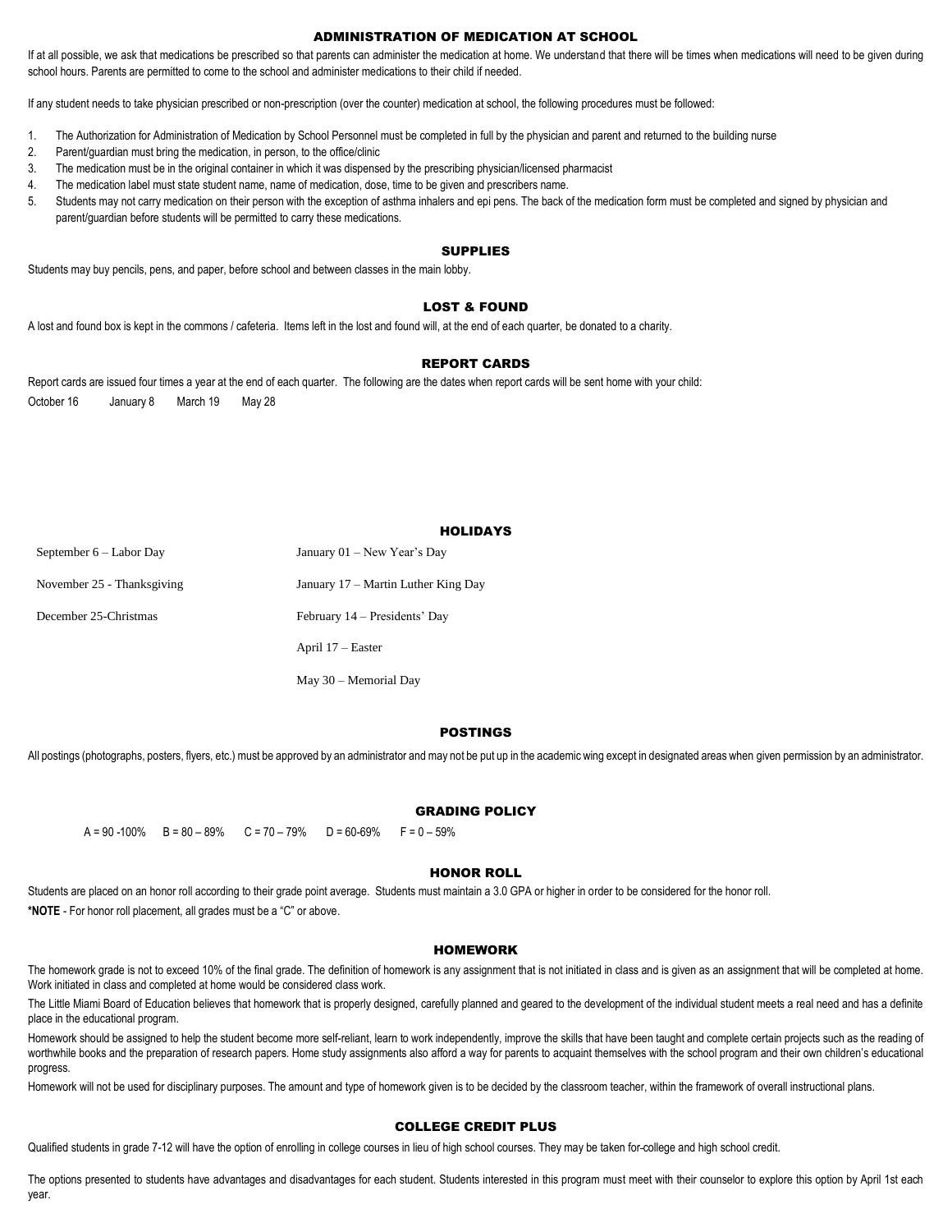## ADMINISTRATION OF MEDICATION AT SCHOOL

If at all possible, we ask that medications be prescribed so that parents can administer the medication at home. We understand that there will be times when medications will need to be given during school hours. Parents are permitted to come to the school and administer medications to their child if needed.

If any student needs to take physician prescribed or non-prescription (over the counter) medication at school, the following procedures must be followed:

1. The Authorization for Administration of Medication by School Personnel must be completed in full by the physician and parent and returned to the building nurse
2. Parent/guardian must bring the medication, in person, to the office/clinic
3. The medication must be in the original container in which it was dispensed by the prescribing physician/licensed pharmacist
4. The medication label must state student name, name of medication, dose, time to be given and prescribers name.
5. Students may not carry medication on their person with the exception of asthma inhalers and epi pens. The back of the medication form must be completed and signed by physician and parent/guardian before students will be permitted to carry these medications.

## SUPPLIES

Students may buy pencils, pens, and paper, before school and between classes in the main lobby.

## LOST & FOUND

A lost and found box is kept in the commons / cafeteria. Items left in the lost and found will, at the end of each quarter, be donated to a charity.

## REPORT CARDS

Report cards are issued four times a year at the end of each quarter. The following are the dates when report cards will be sent home with your child:

October 16 January 8 March 19 May 28

## HOLIDAYS

| | |
|---|---|
| September 6 – Labor Day | January 01 – New Year's Day |
| November 25 - Thanksgiving | January 17 – Martin Luther King Day |
| December 25-Christmas | February 14 – Presidents' Day |
| | April 17 – Easter |
| | May 30 – Memorial Day |

## POSTINGS

All postings (photographs, posters, flyers, etc.) must be approved by an administrator and may not be put up in the academic wing except in designated areas when given permission by an administrator.

## GRADING POLICY

A = 90 -100% B = 80 – 89% C = 70 – 79% D = 60-69% F = 0 – 59%

## HONOR ROLL

Students are placed on an honor roll according to their grade point average. Students must maintain a 3.0 GPA or higher in order to be considered for the honor roll.

**\*NOTE** - For honor roll placement, all grades must be a "C" or above.

## HOMEWORK

The homework grade is not to exceed 10% of the final grade. The definition of homework is any assignment that is not initiated in class and is given as an assignment that will be completed at home. Work initiated in class and completed at home would be considered class work.

The Little Miami Board of Education believes that homework that is properly designed, carefully planned and geared to the development of the individual student meets a real need and has a definite place in the educational program.

Homework should be assigned to help the student become more self-reliant, learn to work independently, improve the skills that have been taught and complete certain projects such as the reading of worthwhile books and the preparation of research papers. Home study assignments also afford a way for parents to acquaint themselves with the school program and their own children's educational progress.

Homework will not be used for disciplinary purposes. The amount and type of homework given is to be decided by the classroom teacher, within the framework of overall instructional plans.

## COLLEGE CREDIT PLUS

Qualified students in grade 7-12 will have the option of enrolling in college courses in lieu of high school courses. They may be taken for-college and high school credit.

The options presented to students have advantages and disadvantages for each student. Students interested in this program must meet with their counselor to explore this option by April 1st each year.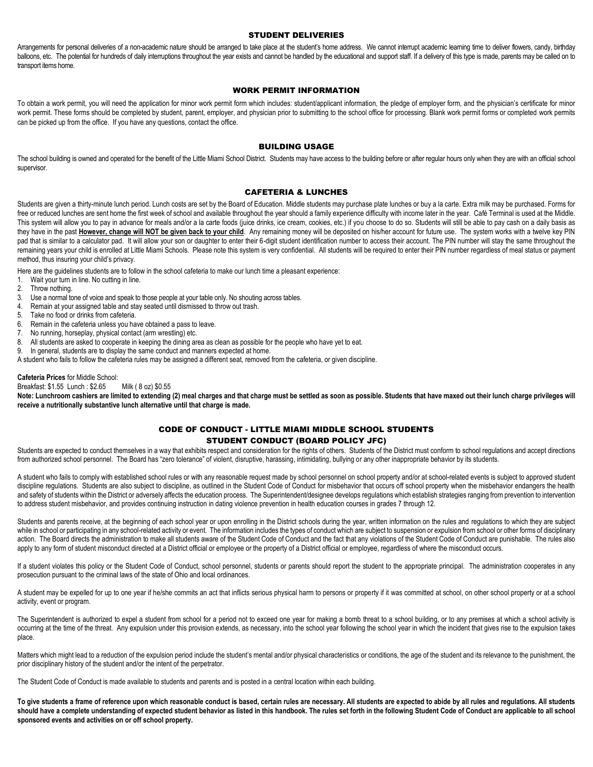## STUDENT DELIVERIES

Arrangements for personal deliveries of a non-academic nature should be arranged to take place at the student's home address. We cannot interrupt academic learning time to deliver flowers, candy, birthday balloons, etc. The potential for hundreds of daily interruptions throughout the year exists and cannot be handled by the educational and support staff. If a delivery of this type is made, parents may be called on to transport items home.

## WORK PERMIT INFORMATION

To obtain a work permit, you will need the application for minor work permit form which includes: student/applicant information, the pledge of employer form, and the physician's certificate for minor work permit. These forms should be completed by student, parent, employer, and physician prior to submitting to the school office for processing. Blank work permit forms or completed work permits can be picked up from the office. If you have any questions, contact the office.

## BUILDING USAGE

The school building is owned and operated for the benefit of the Little Miami School District. Students may have access to the building before or after regular hours only when they are with an official school supervisor.

## CAFETERIA & LUNCHES

Students are given a thirty-minute lunch period. Lunch costs are set by the Board of Education. Middle students may purchase plate lunches or buy a la carte. Extra milk may be purchased. Forms for free or reduced lunches are sent home the first week of school and available throughout the year should a family experience difficulty with income later in the year. Café Terminal is used at the Middle. This system will allow you to pay in advance for meals and/or a la carte foods (juice drinks, ice cream, cookies, etc.) if you choose to do so. Students will still be able to pay cash on a daily basis as they have in the past **However, change will NOT be given back to your child**. Any remaining money will be deposited on his/her account for future use. The system works with a twelve key PIN pad that is similar to a calculator pad. It will allow your son or daughter to enter their 6-digit student identification number to access their account. The PIN number will stay the same throughout the remaining years your child is enrolled at Little Miami Schools. Please note this system is very confidential. All students will be required to enter their PIN number regardless of meal status or payment method, thus insuring your child's privacy.

Here are the guidelines students are to follow in the school cafeteria to make our lunch time a pleasant experience:

1. Wait your turn in line. No cutting in line.
2. Throw nothing.
3. Use a normal tone of voice and speak to those people at your table only. No shouting across tables.
4. Remain at your assigned table and stay seated until dismissed to throw out trash.
5. Take no food or drinks from cafeteria.
6. Remain in the cafeteria unless you have obtained a pass to leave.
7. No running, horseplay, physical contact (arm wrestling) etc.
8. All students are asked to cooperate in keeping the dining area as clean as possible for the people who have yet to eat.
9. In general, students are to display the same conduct and manners expected at home.

A student who fails to follow the cafeteria rules may be assigned a different seat, removed from the cafeteria, or given discipline.

**Cafeteria Prices** for Middle School:

Breakfast: $1.55 Lunch : $2.65 Milk ( 8 oz) $0.55

**Note: Lunchroom cashiers are limited to extending (2) meal charges and that charge must be settled as soon as possible. Students that have maxed out their lunch charge privileges will receive a nutritionally substantive lunch alternative until that charge is made.**

## CODE OF CONDUCT - LITTLE MIAMI MIDDLE SCHOOL STUDENTS

### STUDENT CONDUCT (BOARD POLICY JFC)

Students are expected to conduct themselves in a way that exhibits respect and consideration for the rights of others. Students of the District must conform to school regulations and accept directions from authorized school personnel. The Board has "zero tolerance" of violent, disruptive, harassing, intimidating, bullying or any other inappropriate behavior by its students.

A student who fails to comply with established school rules or with any reasonable request made by school personnel on school property and/or at school-related events is subject to approved student discipline regulations. Students are also subject to discipline, as outlined in the Student Code of Conduct for misbehavior that occurs off school property when the misbehavior endangers the health and safety of students within the District or adversely affects the education process. The Superintendent/designee develops regulations which establish strategies ranging from prevention to intervention to address student misbehavior, and provides continuing instruction in dating violence prevention in health education courses in grades 7 through 12.

Students and parents receive, at the beginning of each school year or upon enrolling in the District schools during the year, written information on the rules and regulations to which they are subject while in school or participating in any school-related activity or event. The information includes the types of conduct which are subject to suspension or expulsion from school or other forms of disciplinary action. The Board directs the administration to make all students aware of the Student Code of Conduct and the fact that any violations of the Student Code of Conduct are punishable. The rules also apply to any form of student misconduct directed at a District official or employee or the property of a District official or employee, regardless of where the misconduct occurs.

If a student violates this policy or the Student Code of Conduct, school personnel, students or parents should report the student to the appropriate principal. The administration cooperates in any prosecution pursuant to the criminal laws of the state of Ohio and local ordinances.

A student may be expelled for up to one year if he/she commits an act that inflicts serious physical harm to persons or property if it was committed at school, on other school property or at a school activity, event or program.

The Superintendent is authorized to expel a student from school for a period not to exceed one year for making a bomb threat to a school building, or to any premises at which a school activity is occurring at the time of the threat. Any expulsion under this provision extends, as necessary, into the school year following the school year in which the incident that gives rise to the expulsion takes place.

Matters which might lead to a reduction of the expulsion period include the student's mental and/or physical characteristics or conditions, the age of the student and its relevance to the punishment, the prior disciplinary history of the student and/or the intent of the perpetrator.

The Student Code of Conduct is made available to students and parents and is posted in a central location within each building.

**To give students a frame of reference upon which reasonable conduct is based, certain rules are necessary. All students are expected to abide by all rules and regulations. All students should have a complete understanding of expected student behavior as listed in this handbook. The rules set forth in the following Student Code of Conduct are applicable to all school sponsored events and activities on or off school property.**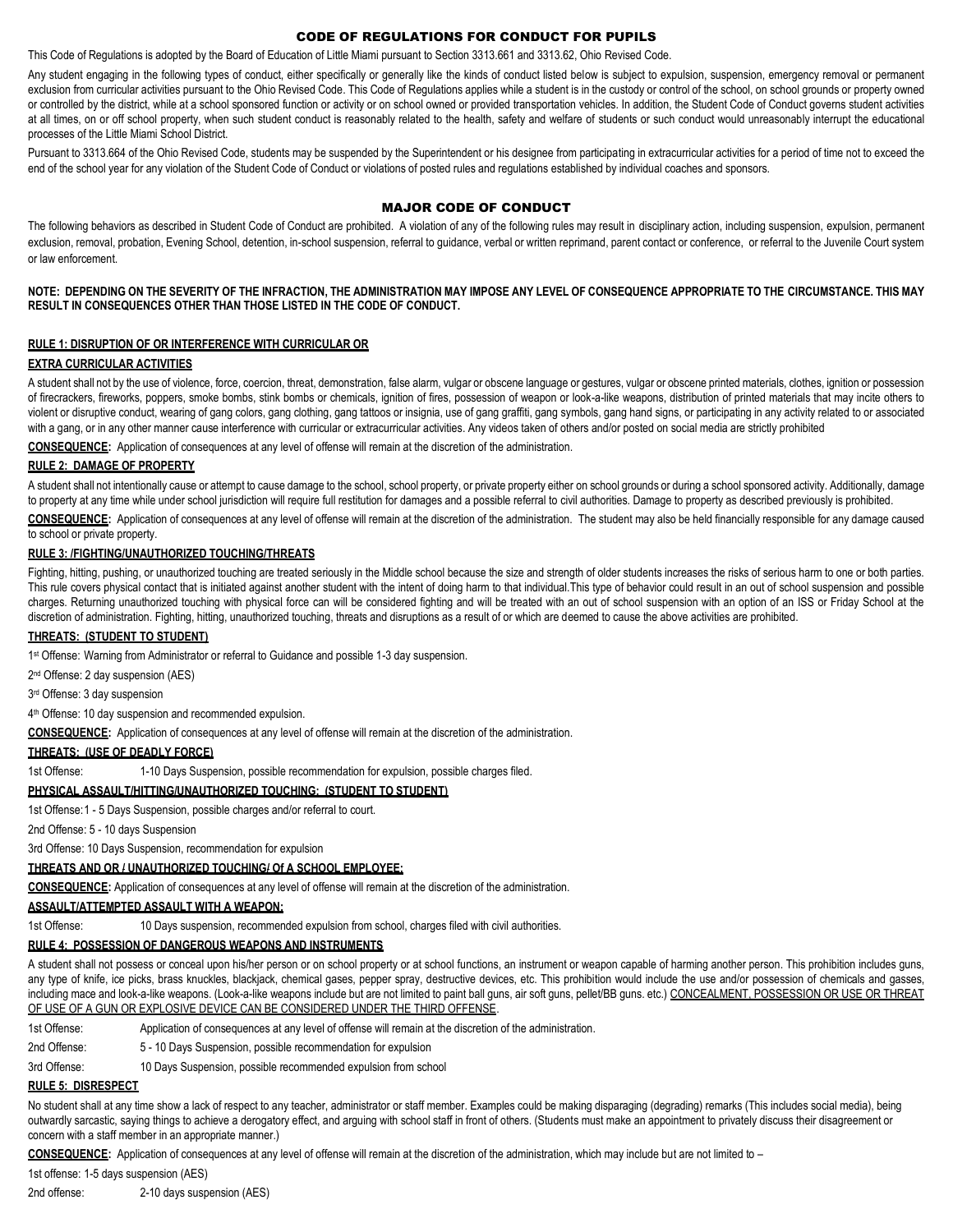# CODE OF REGULATIONS FOR CONDUCT FOR PUPILS

This Code of Regulations is adopted by the Board of Education of Little Miami pursuant to Section 3313.661 and 3313.62, Ohio Revised Code.

Any student engaging in the following types of conduct, either specifically or generally like the kinds of conduct listed below is subject to expulsion, suspension, emergency removal or permanent exclusion from curricular activities pursuant to the Ohio Revised Code. This Code of Regulations applies while a student is in the custody or control of the school, on school grounds or property owned or controlled by the district, while at a school sponsored function or activity or on school owned or provided transportation vehicles. In addition, the Student Code of Conduct governs student activities at all times, on or off school property, when such student conduct is reasonably related to the health, safety and welfare of students or such conduct would unreasonably interrupt the educational processes of the Little Miami School District.

Pursuant to 3313.664 of the Ohio Revised Code, students may be suspended by the Superintendent or his designee from participating in extracurricular activities for a period of time not to exceed the end of the school year for any violation of the Student Code of Conduct or violations of posted rules and regulations established by individual coaches and sponsors.

## MAJOR CODE OF CONDUCT

The following behaviors as described in Student Code of Conduct are prohibited. A violation of any of the following rules may result in disciplinary action, including suspension, expulsion, permanent exclusion, removal, probation, Evening School, detention, in-school suspension, referral to guidance, verbal or written reprimand, parent contact or conference, or referral to the Juvenile Court system or law enforcement.

**NOTE: DEPENDING ON THE SEVERITY OF THE INFRACTION, THE ADMINISTRATION MAY IMPOSE ANY LEVEL OF CONSEQUENCE APPROPRIATE TO THE CIRCUMSTANCE. THIS MAY RESULT IN CONSEQUENCES OTHER THAN THOSE LISTED IN THE CODE OF CONDUCT.**

### RULE 1: DISRUPTION OF OR INTERFERENCE WITH CURRICULAR OR EXTRA CURRICULAR ACTIVITIES

A student shall not by the use of violence, force, coercion, threat, demonstration, false alarm, vulgar or obscene language or gestures, vulgar or obscene printed materials, clothes, ignition or possession of firecrackers, fireworks, poppers, smoke bombs, stink bombs or chemicals, ignition of fires, possession of weapon or look-a-like weapons, distribution of printed materials that may incite others to violent or disruptive conduct, wearing of gang colors, gang clothing, gang tattoos or insignia, use of gang graffiti, gang symbols, gang hand signs, or participating in any activity related to or associated with a gang, or in any other manner cause interference with curricular or extracurricular activities. Any videos taken of others and/or posted on social media are strictly prohibited

**CONSEQUENCE:** Application of consequences at any level of offense will remain at the discretion of the administration.

### RULE 2: DAMAGE OF PROPERTY

A student shall not intentionally cause or attempt to cause damage to the school, school property, or private property either on school grounds or during a school sponsored activity. Additionally, damage to property at any time while under school jurisdiction will require full restitution for damages and a possible referral to civil authorities. Damage to property as described previously is prohibited.

**CONSEQUENCE:** Application of consequences at any level of offense will remain at the discretion of the administration. The student may also be held financially responsible for any damage caused to school or private property.

### RULE 3: /FIGHTING/UNAUTHORIZED TOUCHING/THREATS

Fighting, hitting, pushing, or unauthorized touching are treated seriously in the Middle school because the size and strength of older students increases the risks of serious harm to one or both parties. This rule covers physical contact that is initiated against another student with the intent of doing harm to that individual.This type of behavior could result in an out of school suspension and possible charges. Returning unauthorized touching with physical force can will be considered fighting and will be treated with an out of school suspension with an option of an ISS or Friday School at the discretion of administration. Fighting, hitting, unauthorized touching, threats and disruptions as a result of or which are deemed to cause the above activities are prohibited.

**THREATS: (STUDENT TO STUDENT)**

1st Offense: Warning from Administrator or referral to Guidance and possible 1-3 day suspension.

2nd Offense: 2 day suspension (AES)

3rd Offense: 3 day suspension

4th Offense: 10 day suspension and recommended expulsion.

**CONSEQUENCE:** Application of consequences at any level of offense will remain at the discretion of the administration.

**THREATS: (USE OF DEADLY FORCE)**

1st Offense: 1-10 Days Suspension, possible recommendation for expulsion, possible charges filed.

**PHYSICAL ASSAULT/HITTING/UNAUTHORIZED TOUCHING: (STUDENT TO STUDENT)**

1st Offense: 1 - 5 Days Suspension, possible charges and/or referral to court.

2nd Offense: 5 - 10 days Suspension

3rd Offense: 10 Days Suspension, recommendation for expulsion

**THREATS AND OR / UNAUTHORIZED TOUCHING/ Of A SCHOOL EMPLOYEE:**

**CONSEQUENCE:** Application of consequences at any level of offense will remain at the discretion of the administration.

**ASSAULT/ATTEMPTED ASSAULT WITH A WEAPON:**

1st Offense: 10 Days suspension, recommended expulsion from school, charges filed with civil authorities.

### RULE 4: POSSESSION OF DANGEROUS WEAPONS AND INSTRUMENTS

A student shall not possess or conceal upon his/her person or on school property or at school functions, an instrument or weapon capable of harming another person. This prohibition includes guns, any type of knife, ice picks, brass knuckles, blackjack, chemical gases, pepper spray, destructive devices, etc. This prohibition would include the use and/or possession of chemicals and gasses, including mace and look-a-like weapons. (Look-a-like weapons include but are not limited to paint ball guns, air soft guns, pellet/BB guns. etc.) CONCEALMENT, POSSESSION OR USE OR THREAT OF USE OF A GUN OR EXPLOSIVE DEVICE CAN BE CONSIDERED UNDER THE THIRD OFFENSE.

1st Offense: Application of consequences at any level of offense will remain at the discretion of the administration.

2nd Offense: 5 - 10 Days Suspension, possible recommendation for expulsion

3rd Offense: 10 Days Suspension, possible recommended expulsion from school

### RULE 5: DISRESPECT

No student shall at any time show a lack of respect to any teacher, administrator or staff member. Examples could be making disparaging (degrading) remarks (This includes social media), being outwardly sarcastic, saying things to achieve a derogatory effect, and arguing with school staff in front of others. (Students must make an appointment to privately discuss their disagreement or concern with a staff member in an appropriate manner.)

**CONSEQUENCE:** Application of consequences at any level of offense will remain at the discretion of the administration, which may include but are not limited to –

1st offense: 1-5 days suspension (AES)

2nd offense: 2-10 days suspension (AES)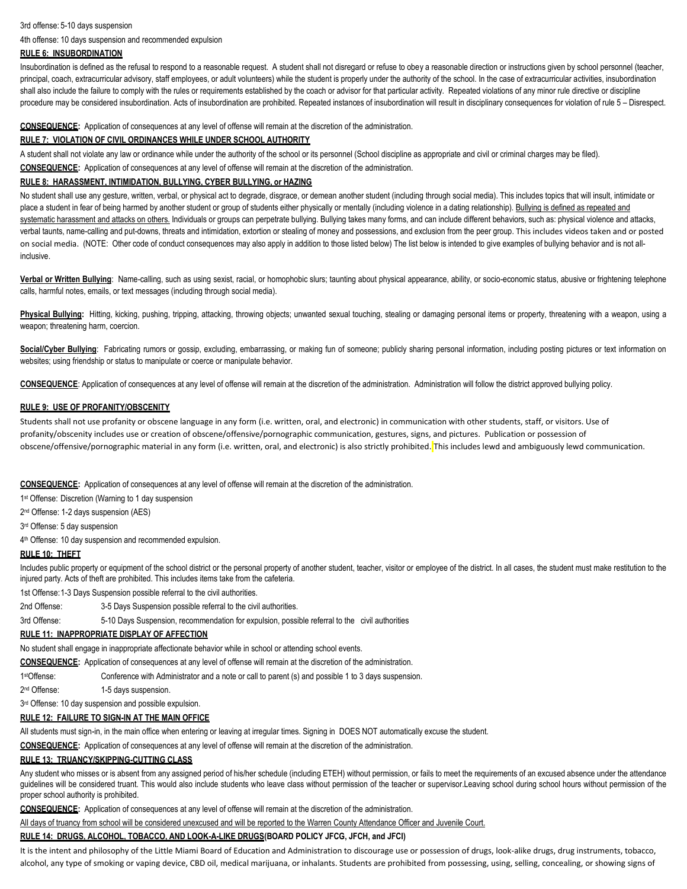3rd offense: 5-10 days suspension

4th offense: 10 days suspension and recommended expulsion

### RULE 6: INSUBORDINATION

Insubordination is defined as the refusal to respond to a reasonable request. A student shall not disregard or refuse to obey a reasonable direction or instructions given by school personnel (teacher, principal, coach, extracurricular advisory, staff employees, or adult volunteers) while the student is properly under the authority of the school. In the case of extracurricular activities, insubordination shall also include the failure to comply with the rules or requirements established by the coach or advisor for that particular activity. Repeated violations of any minor rule directive or discipline procedure may be considered insubordination. Acts of insubordination are prohibited. Repeated instances of insubordination will result in disciplinary consequences for violation of rule 5 – Disrespect.

**CONSEQUENCE:** Application of consequences at any level of offense will remain at the discretion of the administration.

### RULE 7: VIOLATION OF CIVIL ORDINANCES WHILE UNDER SCHOOL AUTHORITY

A student shall not violate any law or ordinance while under the authority of the school or its personnel (School discipline as appropriate and civil or criminal charges may be filed).

**CONSEQUENCE:** Application of consequences at any level of offense will remain at the discretion of the administration.

### RULE 8: HARASSMENT, INTIMIDATION, BULLYING, CYBER BULLYING, or HAZING

No student shall use any gesture, written, verbal, or physical act to degrade, disgrace, or demean another student (including through social media). This includes topics that will insult, intimidate or place a student in fear of being harmed by another student or group of students either physically or mentally (including violence in a dating relationship). Bullying is defined as repeated and systematic harassment and attacks on others. Individuals or groups can perpetrate bullying. Bullying takes many forms, and can include different behaviors, such as: physical violence and attacks, verbal taunts, name-calling and put-downs, threats and intimidation, extortion or stealing of money and possessions, and exclusion from the peer group. This includes videos taken and or posted on social media. (NOTE: Other code of conduct consequences may also apply in addition to those listed below) The list below is intended to give examples of bullying behavior and is not all-inclusive.

**Verbal or Written Bullying**: Name-calling, such as using sexist, racial, or homophobic slurs; taunting about physical appearance, ability, or socio-economic status, abusive or frightening telephone calls, harmful notes, emails, or text messages (including through social media).

**Physical Bullying:** Hitting, kicking, pushing, tripping, attacking, throwing objects; unwanted sexual touching, stealing or damaging personal items or property, threatening with a weapon, using a weapon; threatening harm, coercion.

**Social/Cyber Bullying**: Fabricating rumors or gossip, excluding, embarrassing, or making fun of someone; publicly sharing personal information, including posting pictures or text information on websites; using friendship or status to manipulate or coerce or manipulate behavior.

**CONSEQUENCE**: Application of consequences at any level of offense will remain at the discretion of the administration. Administration will follow the district approved bullying policy.

### RULE 9: USE OF PROFANITY/OBSCENITY

Students shall not use profanity or obscene language in any form (i.e. written, oral, and electronic) in communication with other students, staff, or visitors. Use of profanity/obscenity includes use or creation of obscene/offensive/pornographic communication, gestures, signs, and pictures. Publication or possession of obscene/offensive/pornographic material in any form (i.e. written, oral, and electronic) is also strictly prohibited. This includes lewd and ambiguously lewd communication.

**CONSEQUENCE:** Application of consequences at any level of offense will remain at the discretion of the administration.

1st Offense: Discretion (Warning to 1 day suspension

2nd Offense: 1-2 days suspension (AES)

3rd Offense: 5 day suspension

4th Offense: 10 day suspension and recommended expulsion.

### RULE 10: THEFT

Includes public property or equipment of the school district or the personal property of another student, teacher, visitor or employee of the district. In all cases, the student must make restitution to the injured party. Acts of theft are prohibited. This includes items take from the cafeteria.

1st Offense: 1-3 Days Suspension possible referral to the civil authorities.

2nd Offense: 3-5 Days Suspension possible referral to the civil authorities.

3rd Offense: 5-10 Days Suspension, recommendation for expulsion, possible referral to the civil authorities

### RULE 11: INAPPROPRIATE DISPLAY OF AFFECTION

No student shall engage in inappropriate affectionate behavior while in school or attending school events.

**CONSEQUENCE:** Application of consequences at any level of offense will remain at the discretion of the administration.

1st Offense: Conference with Administrator and a note or call to parent (s) and possible 1 to 3 days suspension.

2nd Offense: 1-5 days suspension.

3rd Offense: 10 day suspension and possible expulsion.

### RULE 12: FAILURE TO SIGN-IN AT THE MAIN OFFICE

All students must sign-in, in the main office when entering or leaving at irregular times. Signing in DOES NOT automatically excuse the student.

**CONSEQUENCE:** Application of consequences at any level of offense will remain at the discretion of the administration.

### RULE 13: TRUANCY/SKIPPING-CUTTING CLASS

Any student who misses or is absent from any assigned period of his/her schedule (including ETEH) without permission, or fails to meet the requirements of an excused absence under the attendance guidelines will be considered truant. This would also include students who leave class without permission of the teacher or supervisor.Leaving school during school hours without permission of the proper school authority is prohibited.

**CONSEQUENCE:** Application of consequences at any level of offense will remain at the discretion of the administration.

All days of truancy from school will be considered unexcused and will be reported to the Warren County Attendance Officer and Juvenile Court.

### RULE 14: DRUGS, ALCOHOL, TOBACCO, AND LOOK-A-LIKE DRUGS(BOARD POLICY JFCG, JFCH, and JFCI)

It is the intent and philosophy of the Little Miami Board of Education and Administration to discourage use or possession of drugs, look-alike drugs, drug instruments, tobacco, alcohol, any type of smoking or vaping device, CBD oil, medical marijuana, or inhalants. Students are prohibited from possessing, using, selling, concealing, or showing signs of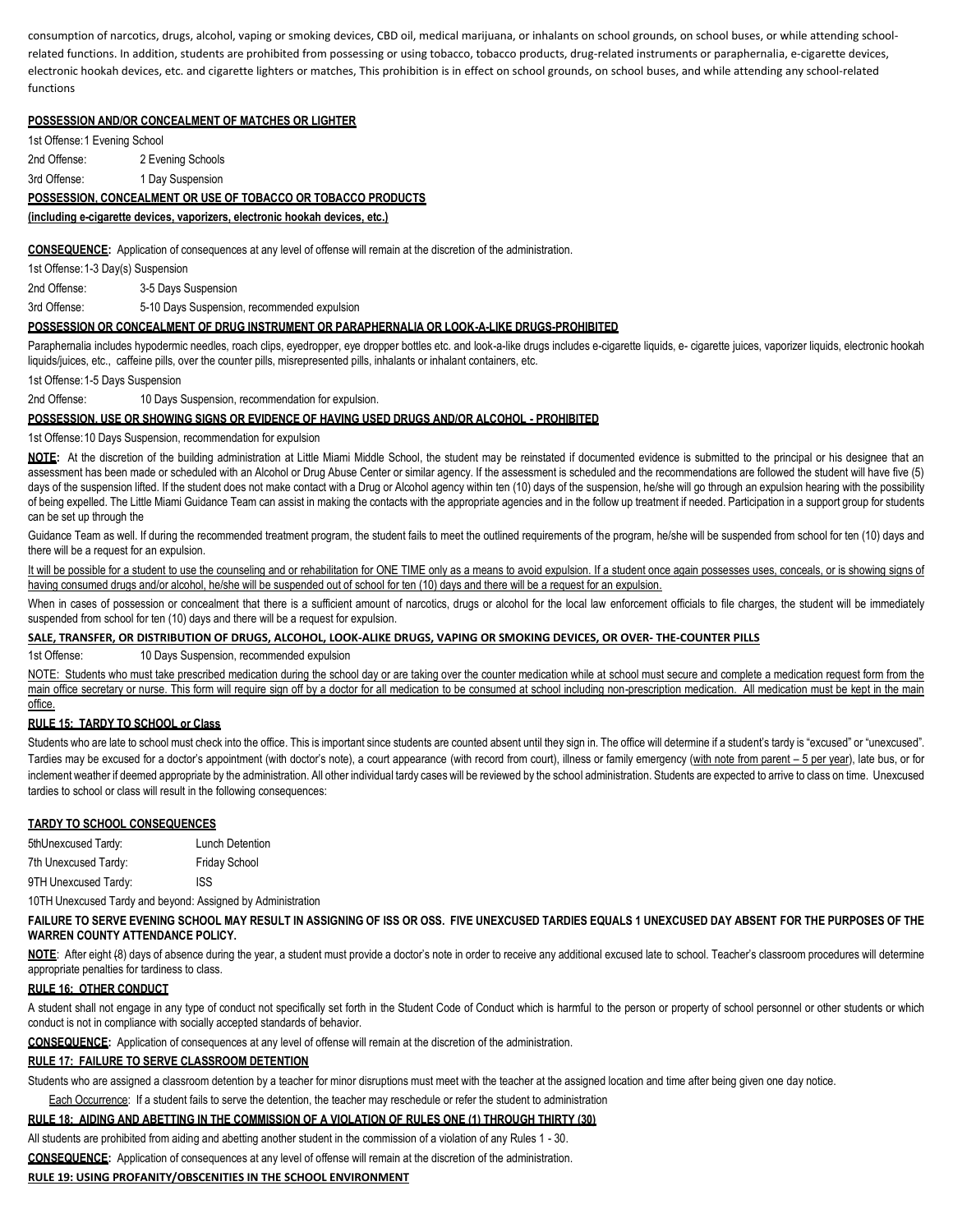consumption of narcotics, drugs, alcohol, vaping or smoking devices, CBD oil, medical marijuana, or inhalants on school grounds, on school buses, or while attending school-related functions. In addition, students are prohibited from possessing or using tobacco, tobacco products, drug-related instruments or paraphernalia, e-cigarette devices, electronic hookah devices, etc. and cigarette lighters or matches, This prohibition is in effect on school grounds, on school buses, and while attending any school-related functions

**POSSESSION AND/OR CONCEALMENT OF MATCHES OR LIGHTER**

1st Offense: 1 Evening School

2nd Offense: 2 Evening Schools

3rd Offense: 1 Day Suspension

**POSSESSION, CONCEALMENT OR USE OF TOBACCO OR TOBACCO PRODUCTS**

**(including e-cigarette devices, vaporizers, electronic hookah devices, etc.)**

**CONSEQUENCE:** Application of consequences at any level of offense will remain at the discretion of the administration.

1st Offense: 1-3 Day(s) Suspension

2nd Offense: 3-5 Days Suspension

3rd Offense: 5-10 Days Suspension, recommended expulsion

**POSSESSION OR CONCEALMENT OF DRUG INSTRUMENT OR PARAPHERNALIA OR LOOK-A-LIKE DRUGS-PROHIBITED**

Paraphernalia includes hypodermic needles, roach clips, eyedropper, eye dropper bottles etc. and look-a-like drugs includes e-cigarette liquids, e- cigarette juices, vaporizer liquids, electronic hookah liquids/juices, etc., caffeine pills, over the counter pills, misrepresented pills, inhalants or inhalant containers, etc.

1st Offense: 1-5 Days Suspension

2nd Offense: 10 Days Suspension, recommendation for expulsion.

**POSSESSION, USE OR SHOWING SIGNS OR EVIDENCE OF HAVING USED DRUGS AND/OR ALCOHOL - PROHIBITED**

1st Offense: 10 Days Suspension, recommendation for expulsion

**NOTE:** At the discretion of the building administration at Little Miami Middle School, the student may be reinstated if documented evidence is submitted to the principal or his designee that an assessment has been made or scheduled with an Alcohol or Drug Abuse Center or similar agency. If the assessment is scheduled and the recommendations are followed the student will have five (5) days of the suspension lifted. If the student does not make contact with a Drug or Alcohol agency within ten (10) days of the suspension, he/she will go through an expulsion hearing with the possibility of being expelled. The Little Miami Guidance Team can assist in making the contacts with the appropriate agencies and in the follow up treatment if needed. Participation in a support group for students can be set up through the

Guidance Team as well. If during the recommended treatment program, the student fails to meet the outlined requirements of the program, he/she will be suspended from school for ten (10) days and there will be a request for an expulsion.

It will be possible for a student to use the counseling and or rehabilitation for ONE TIME only as a means to avoid expulsion. If a student once again possesses uses, conceals, or is showing signs of having consumed drugs and/or alcohol, he/she will be suspended out of school for ten (10) days and there will be a request for an expulsion.

When in cases of possession or concealment that there is a sufficient amount of narcotics, drugs or alcohol for the local law enforcement officials to file charges, the student will be immediately suspended from school for ten (10) days and there will be a request for expulsion.

**SALE, TRANSFER, OR DISTRIBUTION OF DRUGS, ALCOHOL, LOOK-ALIKE DRUGS, VAPING OR SMOKING DEVICES, OR OVER- THE-COUNTER PILLS**

1st Offense: 10 Days Suspension, recommended expulsion

NOTE: Students who must take prescribed medication during the school day or are taking over the counter medication while at school must secure and complete a medication request form from the main office secretary or nurse. This form will require sign off by a doctor for all medication to be consumed at school including non-prescription medication. All medication must be kept in the main office.

**RULE 15: TARDY TO SCHOOL or Class**

Students who are late to school must check into the office. This is important since students are counted absent until they sign in. The office will determine if a student's tardy is "excused" or "unexcused". Tardies may be excused for a doctor's appointment (with doctor's note), a court appearance (with record from court), illness or family emergency (with note from parent – 5 per year), late bus, or for inclement weather if deemed appropriate by the administration. All other individual tardy cases will be reviewed by the school administration. Students are expected to arrive to class on time. Unexcused tardies to school or class will result in the following consequences:

**TARDY TO SCHOOL CONSEQUENCES**

5thUnexcused Tardy: Lunch Detention

7th Unexcused Tardy: Friday School

9TH Unexcused Tardy: ISS

10TH Unexcused Tardy and beyond: Assigned by Administration

**FAILURE TO SERVE EVENING SCHOOL MAY RESULT IN ASSIGNING OF ISS OR OSS. FIVE UNEXCUSED TARDIES EQUALS 1 UNEXCUSED DAY ABSENT FOR THE PURPOSES OF THE WARREN COUNTY ATTENDANCE POLICY.**

**NOTE**: After eight (8) days of absence during the year, a student must provide a doctor's note in order to receive any additional excused late to school. Teacher's classroom procedures will determine appropriate penalties for tardiness to class.

**RULE 16: OTHER CONDUCT**

A student shall not engage in any type of conduct not specifically set forth in the Student Code of Conduct which is harmful to the person or property of school personnel or other students or which conduct is not in compliance with socially accepted standards of behavior.

**CONSEQUENCE:** Application of consequences at any level of offense will remain at the discretion of the administration.

**RULE 17: FAILURE TO SERVE CLASSROOM DETENTION**

Students who are assigned a classroom detention by a teacher for minor disruptions must meet with the teacher at the assigned location and time after being given one day notice.

Each Occurrence: If a student fails to serve the detention, the teacher may reschedule or refer the student to administration

**RULE 18: AIDING AND ABETTING IN THE COMMISSION OF A VIOLATION OF RULES ONE (1) THROUGH THIRTY (30)**

All students are prohibited from aiding and abetting another student in the commission of a violation of any Rules 1 - 30.

**CONSEQUENCE:** Application of consequences at any level of offense will remain at the discretion of the administration.

**RULE 19: USING PROFANITY/OBSCENITIES IN THE SCHOOL ENVIRONMENT**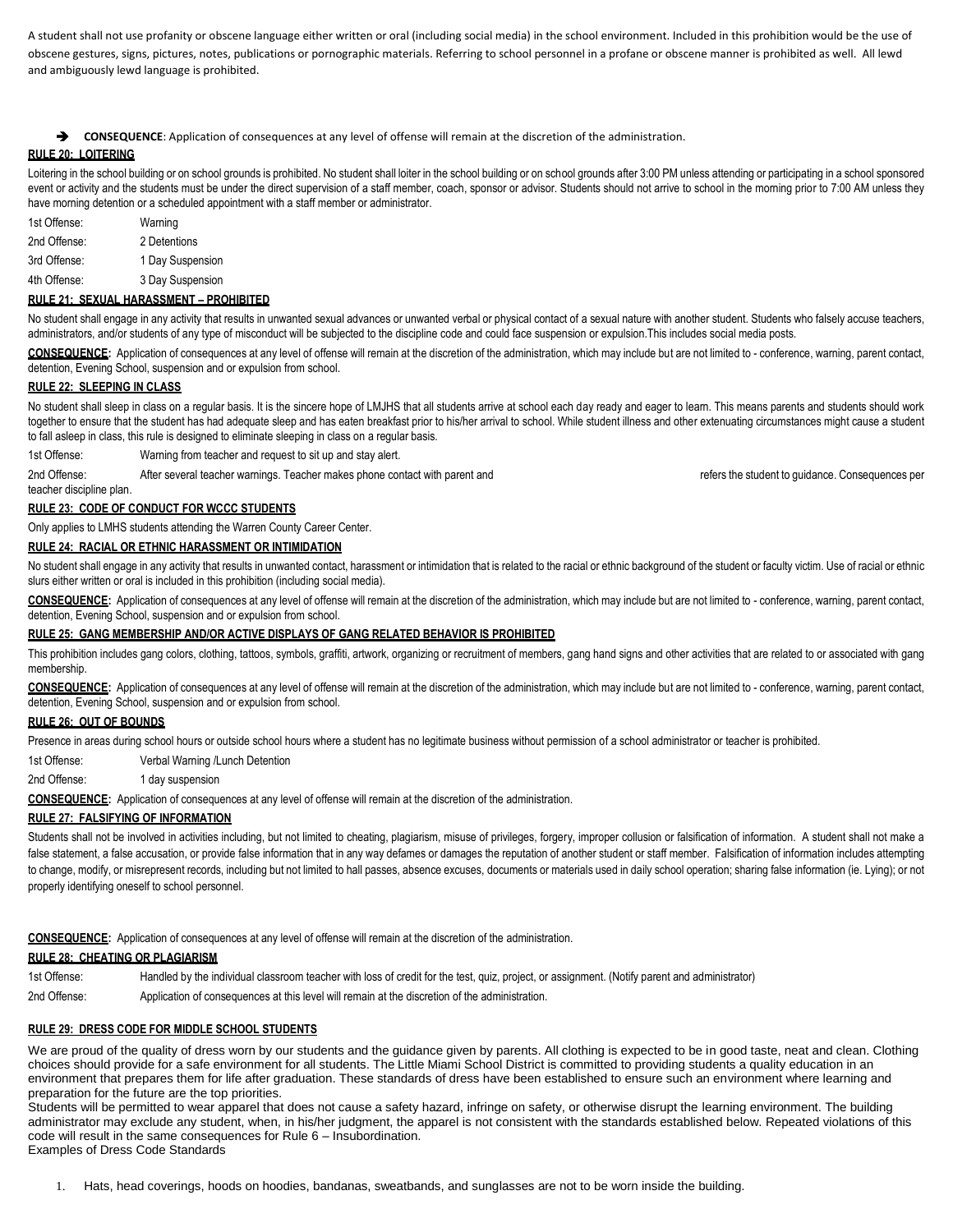A student shall not use profanity or obscene language either written or oral (including social media) in the school environment. Included in this prohibition would be the use of obscene gestures, signs, pictures, notes, publications or pornographic materials. Referring to school personnel in a profane or obscene manner is prohibited as well. All lewd and ambiguously lewd language is prohibited.

➔ **CONSEQUENCE**: Application of consequences at any level of offense will remain at the discretion of the administration.

**RULE 20: LOITERING**

Loitering in the school building or on school grounds is prohibited. No student shall loiter in the school building or on school grounds after 3:00 PM unless attending or participating in a school sponsored event or activity and the students must be under the direct supervision of a staff member, coach, sponsor or advisor. Students should not arrive to school in the morning prior to 7:00 AM unless they have morning detention or a scheduled appointment with a staff member or administrator.

1st Offense: Warning
2nd Offense: 2 Detentions
3rd Offense: 1 Day Suspension
4th Offense: 3 Day Suspension

**RULE 21: SEXUAL HARASSMENT – PROHIBITED**

No student shall engage in any activity that results in unwanted sexual advances or unwanted verbal or physical contact of a sexual nature with another student. Students who falsely accuse teachers, administrators, and/or students of any type of misconduct will be subjected to the discipline code and could face suspension or expulsion.This includes social media posts.

**CONSEQUENCE:** Application of consequences at any level of offense will remain at the discretion of the administration, which may include but are not limited to - conference, warning, parent contact, detention, Evening School, suspension and or expulsion from school.

**RULE 22: SLEEPING IN CLASS**

No student shall sleep in class on a regular basis. It is the sincere hope of LMJHS that all students arrive at school each day ready and eager to learn. This means parents and students should work together to ensure that the student has had adequate sleep and has eaten breakfast prior to his/her arrival to school. While student illness and other extenuating circumstances might cause a student to fall asleep in class, this rule is designed to eliminate sleeping in class on a regular basis.

1st Offense: Warning from teacher and request to sit up and stay alert.
2nd Offense: After several teacher warnings. Teacher makes phone contact with parent and refers the student to guidance. Consequences per teacher discipline plan.

**RULE 23: CODE OF CONDUCT FOR WCCC STUDENTS**

Only applies to LMHS students attending the Warren County Career Center.

**RULE 24: RACIAL OR ETHNIC HARASSMENT OR INTIMIDATION**

No student shall engage in any activity that results in unwanted contact, harassment or intimidation that is related to the racial or ethnic background of the student or faculty victim. Use of racial or ethnic slurs either written or oral is included in this prohibition (including social media).

**CONSEQUENCE:** Application of consequences at any level of offense will remain at the discretion of the administration, which may include but are not limited to - conference, warning, parent contact, detention, Evening School, suspension and or expulsion from school.

**RULE 25: GANG MEMBERSHIP AND/OR ACTIVE DISPLAYS OF GANG RELATED BEHAVIOR IS PROHIBITED**

This prohibition includes gang colors, clothing, tattoos, symbols, graffiti, artwork, organizing or recruitment of members, gang hand signs and other activities that are related to or associated with gang membership.

**CONSEQUENCE:** Application of consequences at any level of offense will remain at the discretion of the administration, which may include but are not limited to - conference, warning, parent contact, detention, Evening School, suspension and or expulsion from school.

**RULE 26: OUT OF BOUNDS**

Presence in areas during school hours or outside school hours where a student has no legitimate business without permission of a school administrator or teacher is prohibited.

1st Offense: Verbal Warning /Lunch Detention
2nd Offense: 1 day suspension

**CONSEQUENCE:** Application of consequences at any level of offense will remain at the discretion of the administration.

**RULE 27: FALSIFYING OF INFORMATION**

Students shall not be involved in activities including, but not limited to cheating, plagiarism, misuse of privileges, forgery, improper collusion or falsification of information. A student shall not make a false statement, a false accusation, or provide false information that in any way defames or damages the reputation of another student or staff member. Falsification of information includes attempting to change, modify, or misrepresent records, including but not limited to hall passes, absence excuses, documents or materials used in daily school operation; sharing false information (ie. Lying); or not properly identifying oneself to school personnel.

**CONSEQUENCE:** Application of consequences at any level of offense will remain at the discretion of the administration.

**RULE 28: CHEATING OR PLAGIARISM**

1st Offense: Handled by the individual classroom teacher with loss of credit for the test, quiz, project, or assignment. (Notify parent and administrator)
2nd Offense: Application of consequences at this level will remain at the discretion of the administration.

**RULE 29: DRESS CODE FOR MIDDLE SCHOOL STUDENTS**

We are proud of the quality of dress worn by our students and the guidance given by parents. All clothing is expected to be in good taste, neat and clean. Clothing choices should provide for a safe environment for all students. The Little Miami School District is committed to providing students a quality education in an environment that prepares them for life after graduation. These standards of dress have been established to ensure such an environment where learning and preparation for the future are the top priorities.

Students will be permitted to wear apparel that does not cause a safety hazard, infringe on safety, or otherwise disrupt the learning environment. The building administrator may exclude any student, when, in his/her judgment, the apparel is not consistent with the standards established below. Repeated violations of this code will result in the same consequences for Rule 6 – Insubordination.

Examples of Dress Code Standards

1. Hats, head coverings, hoods on hoodies, bandanas, sweatbands, and sunglasses are not to be worn inside the building.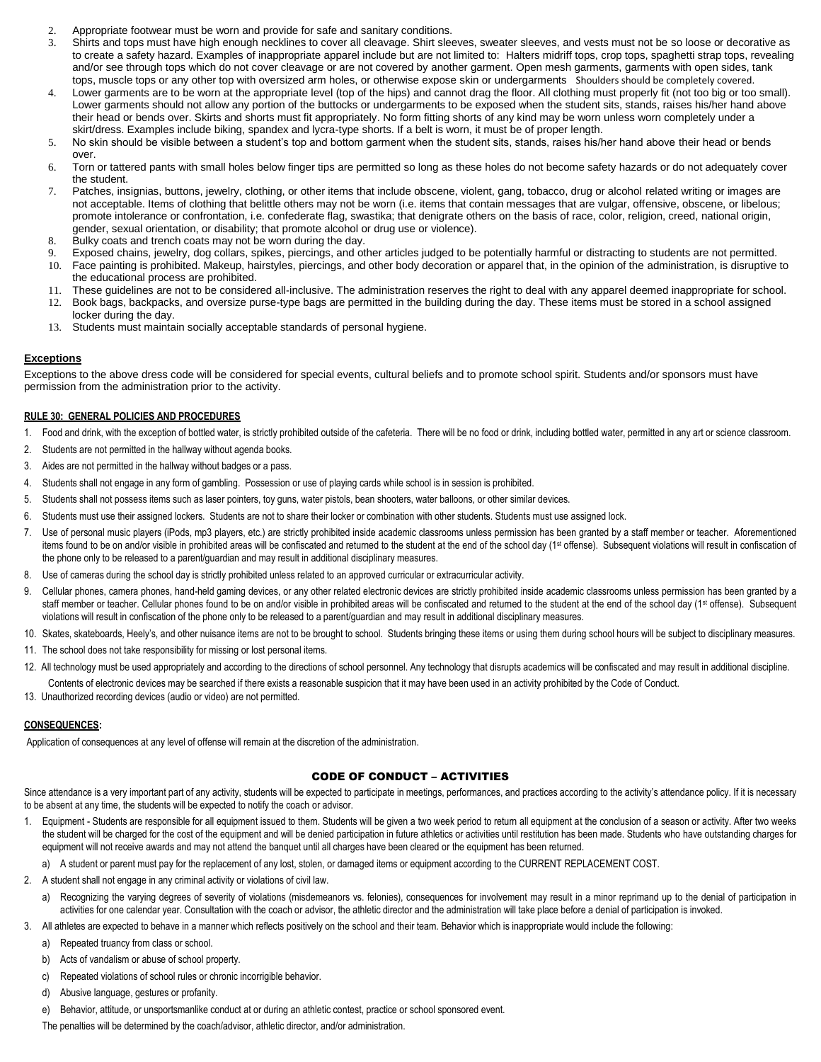2. Appropriate footwear must be worn and provide for safe and sanitary conditions.
3. Shirts and tops must have high enough necklines to cover all cleavage. Shirt sleeves, sweater sleeves, and vests must not be so loose or decorative as to create a safety hazard. Examples of inappropriate apparel include but are not limited to: Halters midriff tops, crop tops, spaghetti strap tops, revealing and/or see through tops which do not cover cleavage or are not covered by another garment. Open mesh garments, garments with open sides, tank tops, muscle tops or any other top with oversized arm holes, or otherwise expose skin or undergarments Shoulders should be completely covered.
4. Lower garments are to be worn at the appropriate level (top of the hips) and cannot drag the floor. All clothing must properly fit (not too big or too small). Lower garments should not allow any portion of the buttocks or undergarments to be exposed when the student sits, stands, raises his/her hand above their head or bends over. Skirts and shorts must fit appropriately. No form fitting shorts of any kind may be worn unless worn completely under a skirt/dress. Examples include biking, spandex and lycra-type shorts. If a belt is worn, it must be of proper length.
5. No skin should be visible between a student's top and bottom garment when the student sits, stands, raises his/her hand above their head or bends over.
6. Torn or tattered pants with small holes below finger tips are permitted so long as these holes do not become safety hazards or do not adequately cover the student.
7. Patches, insignias, buttons, jewelry, clothing, or other items that include obscene, violent, gang, tobacco, drug or alcohol related writing or images are not acceptable. Items of clothing that belittle others may not be worn (i.e. items that contain messages that are vulgar, offensive, obscene, or libelous; promote intolerance or confrontation, i.e. confederate flag, swastika; that denigrate others on the basis of race, color, religion, creed, national origin, gender, sexual orientation, or disability; that promote alcohol or drug use or violence).
8. Bulky coats and trench coats may not be worn during the day.
9. Exposed chains, jewelry, dog collars, spikes, piercings, and other articles judged to be potentially harmful or distracting to students are not permitted.
10. Face painting is prohibited. Makeup, hairstyles, piercings, and other body decoration or apparel that, in the opinion of the administration, is disruptive to the educational process are prohibited.
11. These guidelines are not to be considered all-inclusive. The administration reserves the right to deal with any apparel deemed inappropriate for school.
12. Book bags, backpacks, and oversize purse-type bags are permitted in the building during the day. These items must be stored in a school assigned locker during the day.
13. Students must maintain socially acceptable standards of personal hygiene.

**Exceptions**

Exceptions to the above dress code will be considered for special events, cultural beliefs and to promote school spirit. Students and/or sponsors must have permission from the administration prior to the activity.

**RULE 30: GENERAL POLICIES AND PROCEDURES**

1. Food and drink, with the exception of bottled water, is strictly prohibited outside of the cafeteria. There will be no food or drink, including bottled water, permitted in any art or science classroom.
2. Students are not permitted in the hallway without agenda books.
3. Aides are not permitted in the hallway without badges or a pass.
4. Students shall not engage in any form of gambling. Possession or use of playing cards while school is in session is prohibited.
5. Students shall not possess items such as laser pointers, toy guns, water pistols, bean shooters, water balloons, or other similar devices.
6. Students must use their assigned lockers. Students are not to share their locker or combination with other students. Students must use assigned lock.
7. Use of personal music players (iPods, mp3 players, etc.) are strictly prohibited inside academic classrooms unless permission has been granted by a staff member or teacher. Aforementioned items found to be on and/or visible in prohibited areas will be confiscated and returned to the student at the end of the school day (1st offense). Subsequent violations will result in confiscation of the phone only to be released to a parent/guardian and may result in additional disciplinary measures.
8. Use of cameras during the school day is strictly prohibited unless related to an approved curricular or extracurricular activity.
9. Cellular phones, camera phones, hand-held gaming devices, or any other related electronic devices are strictly prohibited inside academic classrooms unless permission has been granted by a staff member or teacher. Cellular phones found to be on and/or visible in prohibited areas will be confiscated and returned to the student at the end of the school day (1st offense). Subsequent violations will result in confiscation of the phone only to be released to a parent/guardian and may result in additional disciplinary measures.
10. Skates, skateboards, Heely's, and other nuisance items are not to be brought to school. Students bringing these items or using them during school hours will be subject to disciplinary measures.
11. The school does not take responsibility for missing or lost personal items.
12. All technology must be used appropriately and according to the directions of school personnel. Any technology that disrupts academics will be confiscated and may result in additional discipline. Contents of electronic devices may be searched if there exists a reasonable suspicion that it may have been used in an activity prohibited by the Code of Conduct.
13. Unauthorized recording devices (audio or video) are not permitted.

**CONSEQUENCES:**

Application of consequences at any level of offense will remain at the discretion of the administration.

## CODE OF CONDUCT – ACTIVITIES

Since attendance is a very important part of any activity, students will be expected to participate in meetings, performances, and practices according to the activity's attendance policy. If it is necessary to be absent at any time, the students will be expected to notify the coach or advisor.

1. Equipment - Students are responsible for all equipment issued to them. Students will be given a two week period to return all equipment at the conclusion of a season or activity. After two weeks the student will be charged for the cost of the equipment and will be denied participation in future athletics or activities until restitution has been made. Students who have outstanding charges for equipment will not receive awards and may not attend the banquet until all charges have been cleared or the equipment has been returned.
   a) A student or parent must pay for the replacement of any lost, stolen, or damaged items or equipment according to the CURRENT REPLACEMENT COST.
2. A student shall not engage in any criminal activity or violations of civil law.
   a) Recognizing the varying degrees of severity of violations (misdemeanors vs. felonies), consequences for involvement may result in a minor reprimand up to the denial of participation in activities for one calendar year. Consultation with the coach or advisor, the athletic director and the administration will take place before a denial of participation is invoked.
3. All athletes are expected to behave in a manner which reflects positively on the school and their team. Behavior which is inappropriate would include the following:
   a) Repeated truancy from class or school.
   b) Acts of vandalism or abuse of school property.
   c) Repeated violations of school rules or chronic incorrigible behavior.
   d) Abusive language, gestures or profanity.
   e) Behavior, attitude, or unsportsmanlike conduct at or during an athletic contest, practice or school sponsored event.

   The penalties will be determined by the coach/advisor, athletic director, and/or administration.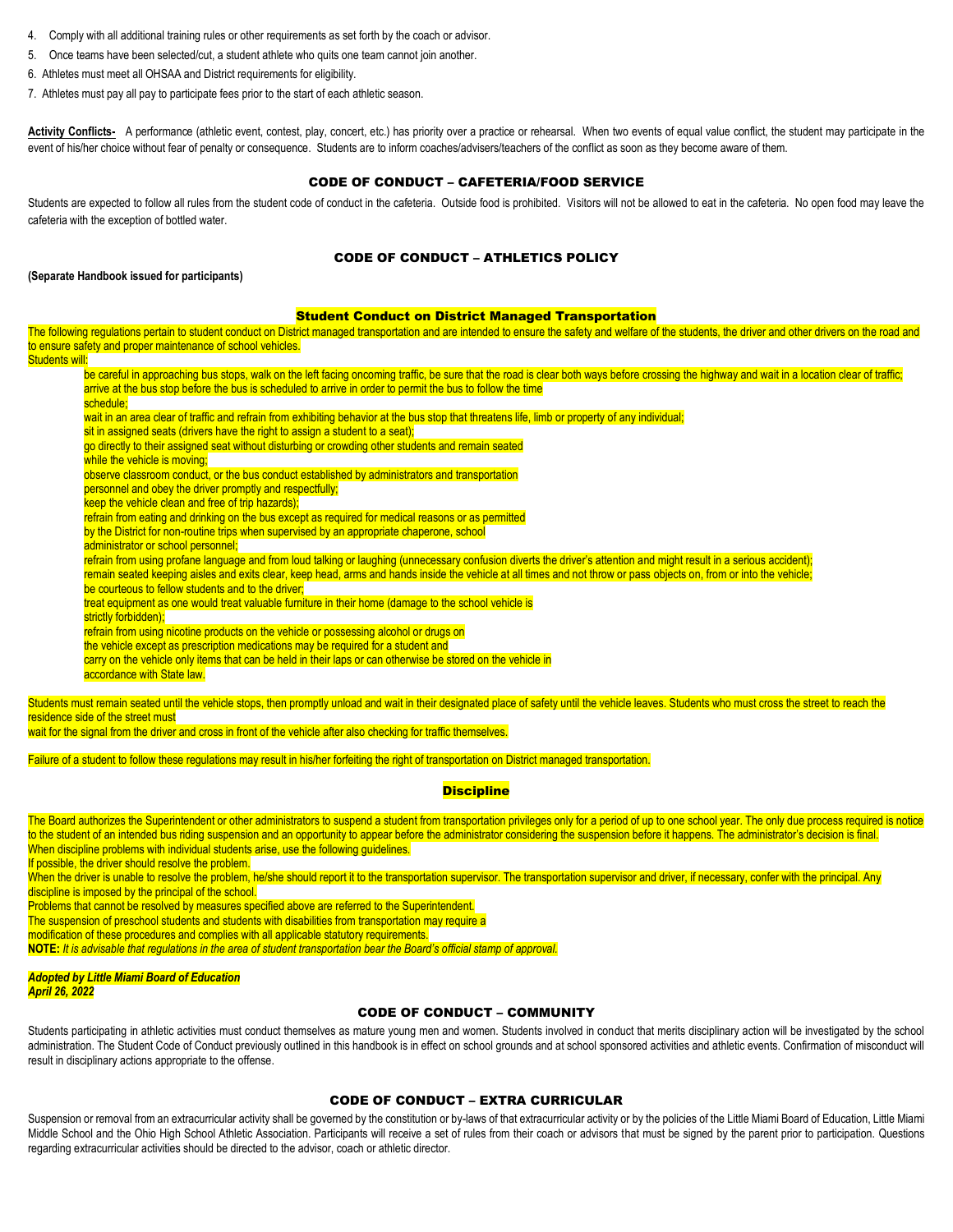4. Comply with all additional training rules or other requirements as set forth by the coach or advisor.
5. Once teams have been selected/cut, a student athlete who quits one team cannot join another.
6. Athletes must meet all OHSAA and District requirements for eligibility.
7. Athletes must pay all pay to participate fees prior to the start of each athletic season.

**Activity Conflicts-** A performance (athletic event, contest, play, concert, etc.) has priority over a practice or rehearsal. When two events of equal value conflict, the student may participate in the event of his/her choice without fear of penalty or consequence. Students are to inform coaches/advisers/teachers of the conflict as soon as they become aware of them.

## CODE OF CONDUCT – CAFETERIA/FOOD SERVICE

Students are expected to follow all rules from the student code of conduct in the cafeteria. Outside food is prohibited. Visitors will not be allowed to eat in the cafeteria. No open food may leave the cafeteria with the exception of bottled water.

## CODE OF CONDUCT – ATHLETICS POLICY

**(Separate Handbook issued for participants)**

## Student Conduct on District Managed Transportation

The following regulations pertain to student conduct on District managed transportation and are intended to ensure the safety and welfare of the students, the driver and other drivers on the road and to ensure safety and proper maintenance of school vehicles.

Students will:

- be careful in approaching bus stops, walk on the left facing oncoming traffic, be sure that the road is clear both ways before crossing the highway and wait in a location clear of traffic; arrive at the bus stop before the bus is scheduled to arrive in order to permit the bus to follow the time schedule;
- wait in an area clear of traffic and refrain from exhibiting behavior at the bus stop that threatens life, limb or property of any individual;
- sit in assigned seats (drivers have the right to assign a student to a seat);
- go directly to their assigned seat without disturbing or crowding other students and remain seated while the vehicle is moving;
- observe classroom conduct, or the bus conduct established by administrators and transportation personnel and obey the driver promptly and respectfully;
- keep the vehicle clean and free of trip hazards);
- refrain from eating and drinking on the bus except as required for medical reasons or as permitted by the District for non-routine trips when supervised by an appropriate chaperone, school administrator or school personnel;
- refrain from using profane language and from loud talking or laughing (unnecessary confusion diverts the driver's attention and might result in a serious accident);
- remain seated keeping aisles and exits clear, keep head, arms and hands inside the vehicle at all times and not throw or pass objects on, from or into the vehicle;
- be courteous to fellow students and to the driver;
- treat equipment as one would treat valuable furniture in their home (damage to the school vehicle is strictly forbidden);
- refrain from using nicotine products on the vehicle or possessing alcohol or drugs on the vehicle except as prescription medications may be required for a student and
- carry on the vehicle only items that can be held in their laps or can otherwise be stored on the vehicle in accordance with State law.

Students must remain seated until the vehicle stops, then promptly unload and wait in their designated place of safety until the vehicle leaves. Students who must cross the street to reach the residence side of the street must wait for the signal from the driver and cross in front of the vehicle after also checking for traffic themselves.

Failure of a student to follow these regulations may result in his/her forfeiting the right of transportation on District managed transportation.

## Discipline

The Board authorizes the Superintendent or other administrators to suspend a student from transportation privileges only for a period of up to one school year. The only due process required is notice to the student of an intended bus riding suspension and an opportunity to appear before the administrator considering the suspension before it happens. The administrator's decision is final.

When discipline problems with individual students arise, use the following guidelines.

If possible, the driver should resolve the problem.

When the driver is unable to resolve the problem, he/she should report it to the transportation supervisor. The transportation supervisor and driver, if necessary, confer with the principal. Any discipline is imposed by the principal of the school.

Problems that cannot be resolved by measures specified above are referred to the Superintendent.

The suspension of preschool students and students with disabilities from transportation may require a modification of these procedures and complies with all applicable statutory requirements.

**NOTE:** *It is advisable that regulations in the area of student transportation bear the Board's official stamp of approval.*

***Adopted by Little Miami Board of Education***
***April 26, 2022***

## CODE OF CONDUCT – COMMUNITY

Students participating in athletic activities must conduct themselves as mature young men and women. Students involved in conduct that merits disciplinary action will be investigated by the school administration. The Student Code of Conduct previously outlined in this handbook is in effect on school grounds and at school sponsored activities and athletic events. Confirmation of misconduct will result in disciplinary actions appropriate to the offense.

## CODE OF CONDUCT – EXTRA CURRICULAR

Suspension or removal from an extracurricular activity shall be governed by the constitution or by-laws of that extracurricular activity or by the policies of the Little Miami Board of Education, Little Miami Middle School and the Ohio High School Athletic Association. Participants will receive a set of rules from their coach or advisors that must be signed by the parent prior to participation. Questions regarding extracurricular activities should be directed to the advisor, coach or athletic director.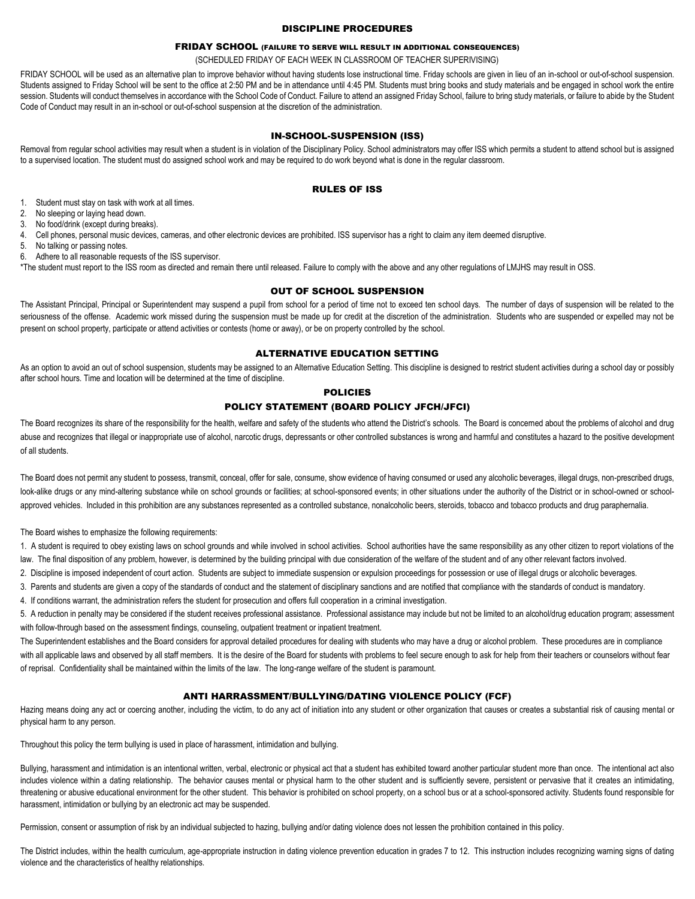# DISCIPLINE PROCEDURES

## FRIDAY SCHOOL (FAILURE TO SERVE WILL RESULT IN ADDITIONAL CONSEQUENCES)

(SCHEDULED FRIDAY OF EACH WEEK IN CLASSROOM OF TEACHER SUPERIVISING)

FRIDAY SCHOOL will be used as an alternative plan to improve behavior without having students lose instructional time. Friday schools are given in lieu of an in-school or out-of-school suspension. Students assigned to Friday School will be sent to the office at 2:50 PM and be in attendance until 4:45 PM. Students must bring books and study materials and be engaged in school work the entire session. Students will conduct themselves in accordance with the School Code of Conduct. Failure to attend an assigned Friday School, failure to bring study materials, or failure to abide by the Student Code of Conduct may result in an in-school or out-of-school suspension at the discretion of the administration.

## IN-SCHOOL-SUSPENSION (ISS)

Removal from regular school activities may result when a student is in violation of the Disciplinary Policy. School administrators may offer ISS which permits a student to attend school but is assigned to a supervised location. The student must do assigned school work and may be required to do work beyond what is done in the regular classroom.

## RULES OF ISS

1. Student must stay on task with work at all times.
2. No sleeping or laying head down.
3. No food/drink (except during breaks).
4. Cell phones, personal music devices, cameras, and other electronic devices are prohibited. ISS supervisor has a right to claim any item deemed disruptive.
5. No talking or passing notes.
6. Adhere to all reasonable requests of the ISS supervisor.

*The student must report to the ISS room as directed and remain there until released. Failure to comply with the above and any other regulations of LMJHS may result in OSS.

## OUT OF SCHOOL SUSPENSION

The Assistant Principal, Principal or Superintendent may suspend a pupil from school for a period of time not to exceed ten school days. The number of days of suspension will be related to the seriousness of the offense. Academic work missed during the suspension must be made up for credit at the discretion of the administration. Students who are suspended or expelled may not be present on school property, participate or attend activities or contests (home or away), or be on property controlled by the school.

## ALTERNATIVE EDUCATION SETTING

As an option to avoid an out of school suspension, students may be assigned to an Alternative Education Setting. This discipline is designed to restrict student activities during a school day or possibly after school hours. Time and location will be determined at the time of discipline.

# POLICIES

## POLICY STATEMENT (BOARD POLICY JFCH/JFCI)

The Board recognizes its share of the responsibility for the health, welfare and safety of the students who attend the District's schools. The Board is concerned about the problems of alcohol and drug abuse and recognizes that illegal or inappropriate use of alcohol, narcotic drugs, depressants or other controlled substances is wrong and harmful and constitutes a hazard to the positive development of all students.

The Board does not permit any student to possess, transmit, conceal, offer for sale, consume, show evidence of having consumed or used any alcoholic beverages, illegal drugs, non-prescribed drugs, look-alike drugs or any mind-altering substance while on school grounds or facilities; at school-sponsored events; in other situations under the authority of the District or in school-owned or school-approved vehicles. Included in this prohibition are any substances represented as a controlled substance, nonalcoholic beers, steroids, tobacco and tobacco products and drug paraphernalia.

The Board wishes to emphasize the following requirements:

1. A student is required to obey existing laws on school grounds and while involved in school activities. School authorities have the same responsibility as any other citizen to report violations of the law. The final disposition of any problem, however, is determined by the building principal with due consideration of the welfare of the student and of any other relevant factors involved.
2. Discipline is imposed independent of court action. Students are subject to immediate suspension or expulsion proceedings for possession or use of illegal drugs or alcoholic beverages.
3. Parents and students are given a copy of the standards of conduct and the statement of disciplinary sanctions and are notified that compliance with the standards of conduct is mandatory.
4. If conditions warrant, the administration refers the student for prosecution and offers full cooperation in a criminal investigation.
5. A reduction in penalty may be considered if the student receives professional assistance. Professional assistance may include but not be limited to an alcohol/drug education program; assessment with follow-through based on the assessment findings, counseling, outpatient treatment or inpatient treatment.

The Superintendent establishes and the Board considers for approval detailed procedures for dealing with students who may have a drug or alcohol problem. These procedures are in compliance with all applicable laws and observed by all staff members. It is the desire of the Board for students with problems to feel secure enough to ask for help from their teachers or counselors without fear of reprisal. Confidentiality shall be maintained within the limits of the law. The long-range welfare of the student is paramount.

## ANTI HARRASSMENT/BULLYING/DATING VIOLENCE POLICY (FCF)

Hazing means doing any act or coercing another, including the victim, to do any act of initiation into any student or other organization that causes or creates a substantial risk of causing mental or physical harm to any person.

Throughout this policy the term bullying is used in place of harassment, intimidation and bullying.

Bullying, harassment and intimidation is an intentional written, verbal, electronic or physical act that a student has exhibited toward another particular student more than once. The intentional act also includes violence within a dating relationship. The behavior causes mental or physical harm to the other student and is sufficiently severe, persistent or pervasive that it creates an intimidating, threatening or abusive educational environment for the other student. This behavior is prohibited on school property, on a school bus or at a school-sponsored activity. Students found responsible for harassment, intimidation or bullying by an electronic act may be suspended.

Permission, consent or assumption of risk by an individual subjected to hazing, bullying and/or dating violence does not lessen the prohibition contained in this policy.

The District includes, within the health curriculum, age-appropriate instruction in dating violence prevention education in grades 7 to 12. This instruction includes recognizing warning signs of dating violence and the characteristics of healthy relationships.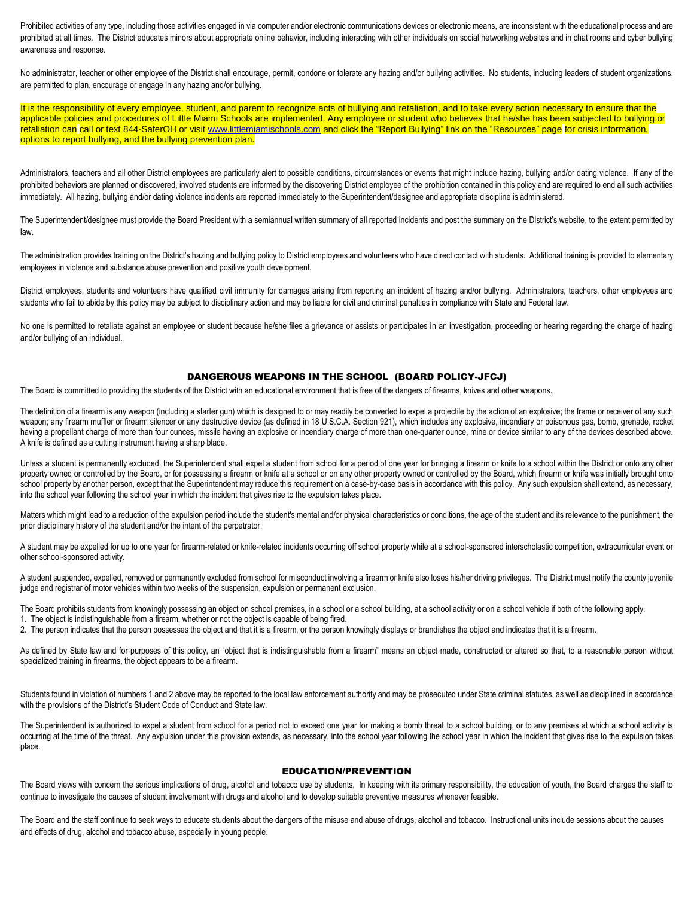Prohibited activities of any type, including those activities engaged in via computer and/or electronic communications devices or electronic means, are inconsistent with the educational process and are prohibited at all times. The District educates minors about appropriate online behavior, including interacting with other individuals on social networking websites and in chat rooms and cyber bullying awareness and response.

No administrator, teacher or other employee of the District shall encourage, permit, condone or tolerate any hazing and/or bullying activities. No students, including leaders of student organizations, are permitted to plan, encourage or engage in any hazing and/or bullying.

It is the responsibility of every employee, student, and parent to recognize acts of bullying and retaliation, and to take every action necessary to ensure that the applicable policies and procedures of Little Miami Schools are implemented. Any employee or student who believes that he/she has been subjected to bullying or retaliation can call or text 844-SaferOH or visit www.littlemiamischools.com and click the "Report Bullying" link on the "Resources" page for crisis information, options to report bullying, and the bullying prevention plan.

Administrators, teachers and all other District employees are particularly alert to possible conditions, circumstances or events that might include hazing, bullying and/or dating violence. If any of the prohibited behaviors are planned or discovered, involved students are informed by the discovering District employee of the prohibition contained in this policy and are required to end all such activities immediately. All hazing, bullying and/or dating violence incidents are reported immediately to the Superintendent/designee and appropriate discipline is administered.

The Superintendent/designee must provide the Board President with a semiannual written summary of all reported incidents and post the summary on the District's website, to the extent permitted by law.

The administration provides training on the District's hazing and bullying policy to District employees and volunteers who have direct contact with students. Additional training is provided to elementary employees in violence and substance abuse prevention and positive youth development.

District employees, students and volunteers have qualified civil immunity for damages arising from reporting an incident of hazing and/or bullying. Administrators, teachers, other employees and students who fail to abide by this policy may be subject to disciplinary action and may be liable for civil and criminal penalties in compliance with State and Federal law.

No one is permitted to retaliate against an employee or student because he/she files a grievance or assists or participates in an investigation, proceeding or hearing regarding the charge of hazing and/or bullying of an individual.

## DANGEROUS WEAPONS IN THE SCHOOL (BOARD POLICY-JFCJ)

The Board is committed to providing the students of the District with an educational environment that is free of the dangers of firearms, knives and other weapons.

The definition of a firearm is any weapon (including a starter gun) which is designed to or may readily be converted to expel a projectile by the action of an explosive; the frame or receiver of any such weapon; any firearm muffler or firearm silencer or any destructive device (as defined in 18 U.S.C.A. Section 921), which includes any explosive, incendiary or poisonous gas, bomb, grenade, rocket having a propellant charge of more than four ounces, missile having an explosive or incendiary charge of more than one-quarter ounce, mine or device similar to any of the devices described above. A knife is defined as a cutting instrument having a sharp blade.

Unless a student is permanently excluded, the Superintendent shall expel a student from school for a period of one year for bringing a firearm or knife to a school within the District or onto any other property owned or controlled by the Board, or for possessing a firearm or knife at a school or on any other property owned or controlled by the Board, which firearm or knife was initially brought onto school property by another person, except that the Superintendent may reduce this requirement on a case-by-case basis in accordance with this policy. Any such expulsion shall extend, as necessary, into the school year following the school year in which the incident that gives rise to the expulsion takes place.

Matters which might lead to a reduction of the expulsion period include the student's mental and/or physical characteristics or conditions, the age of the student and its relevance to the punishment, the prior disciplinary history of the student and/or the intent of the perpetrator.

A student may be expelled for up to one year for firearm-related or knife-related incidents occurring off school property while at a school-sponsored interscholastic competition, extracurricular event or other school-sponsored activity.

A student suspended, expelled, removed or permanently excluded from school for misconduct involving a firearm or knife also loses his/her driving privileges. The District must notify the county juvenile judge and registrar of motor vehicles within two weeks of the suspension, expulsion or permanent exclusion.

The Board prohibits students from knowingly possessing an object on school premises, in a school or a school building, at a school activity or on a school vehicle if both of the following apply.
1. The object is indistinguishable from a firearm, whether or not the object is capable of being fired.
2. The person indicates that the person possesses the object and that it is a firearm, or the person knowingly displays or brandishes the object and indicates that it is a firearm.

As defined by State law and for purposes of this policy, an "object that is indistinguishable from a firearm" means an object made, constructed or altered so that, to a reasonable person without specialized training in firearms, the object appears to be a firearm.

Students found in violation of numbers 1 and 2 above may be reported to the local law enforcement authority and may be prosecuted under State criminal statutes, as well as disciplined in accordance with the provisions of the District's Student Code of Conduct and State law.

The Superintendent is authorized to expel a student from school for a period not to exceed one year for making a bomb threat to a school building, or to any premises at which a school activity is occurring at the time of the threat. Any expulsion under this provision extends, as necessary, into the school year following the school year in which the incident that gives rise to the expulsion takes place.

## EDUCATION/PREVENTION

The Board views with concern the serious implications of drug, alcohol and tobacco use by students. In keeping with its primary responsibility, the education of youth, the Board charges the staff to continue to investigate the causes of student involvement with drugs and alcohol and to develop suitable preventive measures whenever feasible.

The Board and the staff continue to seek ways to educate students about the dangers of the misuse and abuse of drugs, alcohol and tobacco. Instructional units include sessions about the causes and effects of drug, alcohol and tobacco abuse, especially in young people.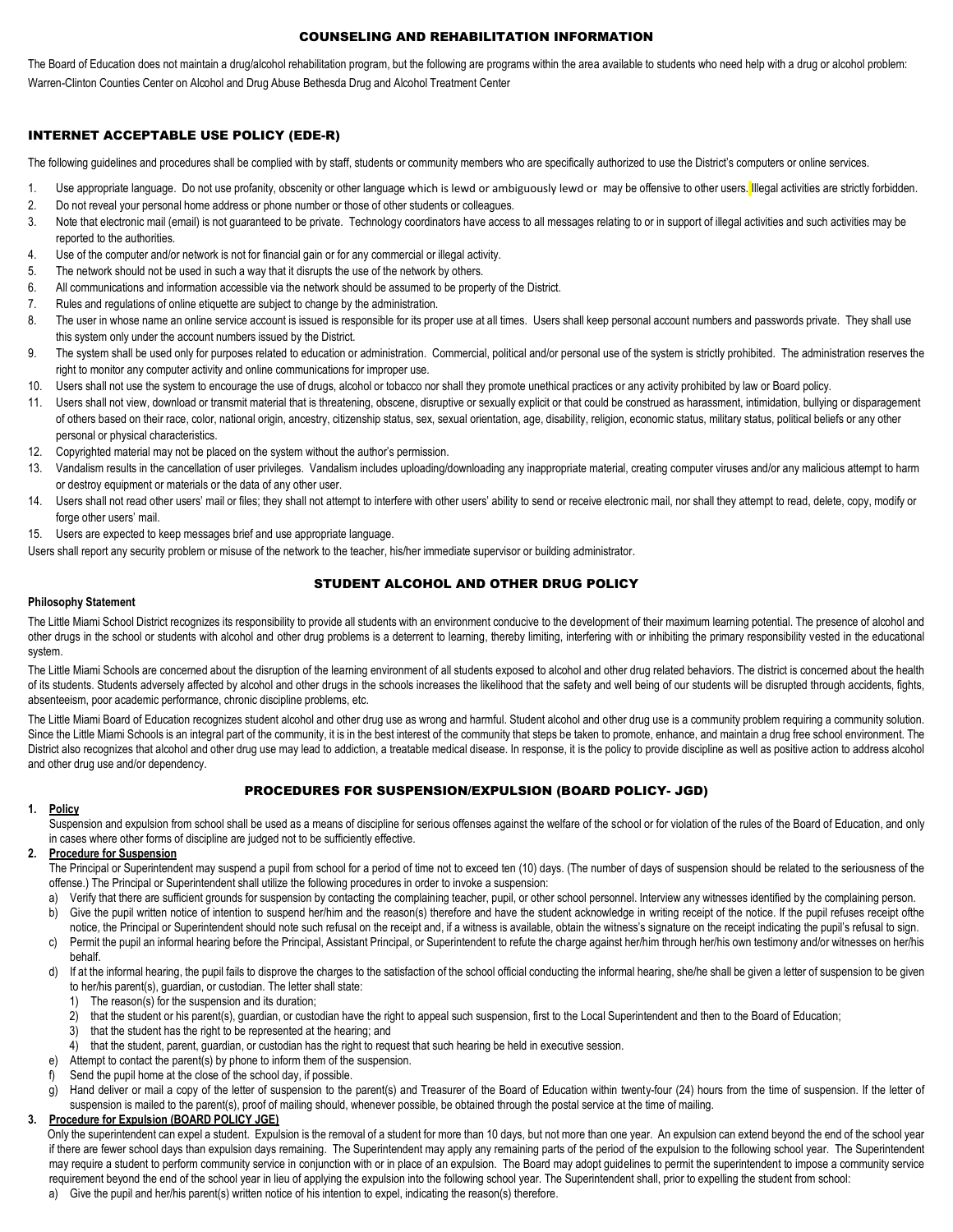## COUNSELING AND REHABILITATION INFORMATION

The Board of Education does not maintain a drug/alcohol rehabilitation program, but the following are programs within the area available to students who need help with a drug or alcohol problem: Warren-Clinton Counties Center on Alcohol and Drug Abuse Bethesda Drug and Alcohol Treatment Center

## INTERNET ACCEPTABLE USE POLICY (EDE-R)

The following guidelines and procedures shall be complied with by staff, students or community members who are specifically authorized to use the District's computers or online services.

1. Use appropriate language. Do not use profanity, obscenity or other language which is lewd or ambiguously lewd or may be offensive to other users. Illegal activities are strictly forbidden.
2. Do not reveal your personal home address or phone number or those of other students or colleagues.
3. Note that electronic mail (email) is not guaranteed to be private. Technology coordinators have access to all messages relating to or in support of illegal activities and such activities may be reported to the authorities.
4. Use of the computer and/or network is not for financial gain or for any commercial or illegal activity.
5. The network should not be used in such a way that it disrupts the use of the network by others.
6. All communications and information accessible via the network should be assumed to be property of the District.
7. Rules and regulations of online etiquette are subject to change by the administration.
8. The user in whose name an online service account is issued is responsible for its proper use at all times. Users shall keep personal account numbers and passwords private. They shall use this system only under the account numbers issued by the District.
9. The system shall be used only for purposes related to education or administration. Commercial, political and/or personal use of the system is strictly prohibited. The administration reserves the right to monitor any computer activity and online communications for improper use.
10. Users shall not use the system to encourage the use of drugs, alcohol or tobacco nor shall they promote unethical practices or any activity prohibited by law or Board policy.
11. Users shall not view, download or transmit material that is threatening, obscene, disruptive or sexually explicit or that could be construed as harassment, intimidation, bullying or disparagement of others based on their race, color, national origin, ancestry, citizenship status, sex, sexual orientation, age, disability, religion, economic status, military status, political beliefs or any other personal or physical characteristics.
12. Copyrighted material may not be placed on the system without the author's permission.
13. Vandalism results in the cancellation of user privileges. Vandalism includes uploading/downloading any inappropriate material, creating computer viruses and/or any malicious attempt to harm or destroy equipment or materials or the data of any other user.
14. Users shall not read other users' mail or files; they shall not attempt to interfere with other users' ability to send or receive electronic mail, nor shall they attempt to read, delete, copy, modify or forge other users' mail.
15. Users are expected to keep messages brief and use appropriate language.

Users shall report any security problem or misuse of the network to the teacher, his/her immediate supervisor or building administrator.

## STUDENT ALCOHOL AND OTHER DRUG POLICY

**Philosophy Statement**

The Little Miami School District recognizes its responsibility to provide all students with an environment conducive to the development of their maximum learning potential. The presence of alcohol and other drugs in the school or students with alcohol and other drug problems is a deterrent to learning, thereby limiting, interfering with or inhibiting the primary responsibility vested in the educational system.

The Little Miami Schools are concerned about the disruption of the learning environment of all students exposed to alcohol and other drug related behaviors. The district is concerned about the health of its students. Students adversely affected by alcohol and other drugs in the schools increases the likelihood that the safety and well being of our students will be disrupted through accidents, fights, absenteeism, poor academic performance, chronic discipline problems, etc.

The Little Miami Board of Education recognizes student alcohol and other drug use as wrong and harmful. Student alcohol and other drug use is a community problem requiring a community solution. Since the Little Miami Schools is an integral part of the community, it is in the best interest of the community that steps be taken to promote, enhance, and maintain a drug free school environment. The District also recognizes that alcohol and other drug use may lead to addiction, a treatable medical disease. In response, it is the policy to provide discipline as well as positive action to address alcohol and other drug use and/or dependency.

## PROCEDURES FOR SUSPENSION/EXPULSION (BOARD POLICY- JGD)

1. **Policy**

   Suspension and expulsion from school shall be used as a means of discipline for serious offenses against the welfare of the school or for violation of the rules of the Board of Education, and only in cases where other forms of discipline are judged not to be sufficiently effective.

2. **Procedure for Suspension**

   The Principal or Superintendent may suspend a pupil from school for a period of time not to exceed ten (10) days. (The number of days of suspension should be related to the seriousness of the offense.) The Principal or Superintendent shall utilize the following procedures in order to invoke a suspension:

   a) Verify that there are sufficient grounds for suspension by contacting the complaining teacher, pupil, or other school personnel. Interview any witnesses identified by the complaining person.
   b) Give the pupil written notice of intention to suspend her/him and the reason(s) therefore and have the student acknowledge in writing receipt of the notice. If the pupil refuses receipt ofthe notice, the Principal or Superintendent should note such refusal on the receipt and, if a witness is available, obtain the witness's signature on the receipt indicating the pupil's refusal to sign.
   c) Permit the pupil an informal hearing before the Principal, Assistant Principal, or Superintendent to refute the charge against her/him through her/his own testimony and/or witnesses on her/his behalf.
   d) If at the informal hearing, the pupil fails to disprove the charges to the satisfaction of the school official conducting the informal hearing, she/he shall be given a letter of suspension to be given to her/his parent(s), guardian, or custodian. The letter shall state:
      1) The reason(s) for the suspension and its duration;
      2) that the student or his parent(s), guardian, or custodian have the right to appeal such suspension, first to the Local Superintendent and then to the Board of Education;
      3) that the student has the right to be represented at the hearing; and
      4) that the student, parent, guardian, or custodian has the right to request that such hearing be held in executive session.
   e) Attempt to contact the parent(s) by phone to inform them of the suspension.
   f) Send the pupil home at the close of the school day, if possible.
   g) Hand deliver or mail a copy of the letter of suspension to the parent(s) and Treasurer of the Board of Education within twenty-four (24) hours from the time of suspension. If the letter of suspension is mailed to the parent(s), proof of mailing should, whenever possible, be obtained through the postal service at the time of mailing.

3. **Procedure for Expulsion (BOARD POLICY JGE)**

   Only the superintendent can expel a student. Expulsion is the removal of a student for more than 10 days, but not more than one year. An expulsion can extend beyond the end of the school year if there are fewer school days than expulsion days remaining. The Superintendent may apply any remaining parts of the period of the expulsion to the following school year. The Superintendent may require a student to perform community service in conjunction with or in place of an expulsion. The Board may adopt guidelines to permit the superintendent to impose a community service requirement beyond the end of the school year in lieu of applying the expulsion into the following school year. The Superintendent shall, prior to expelling the student from school:

   a) Give the pupil and her/his parent(s) written notice of his intention to expel, indicating the reason(s) therefore.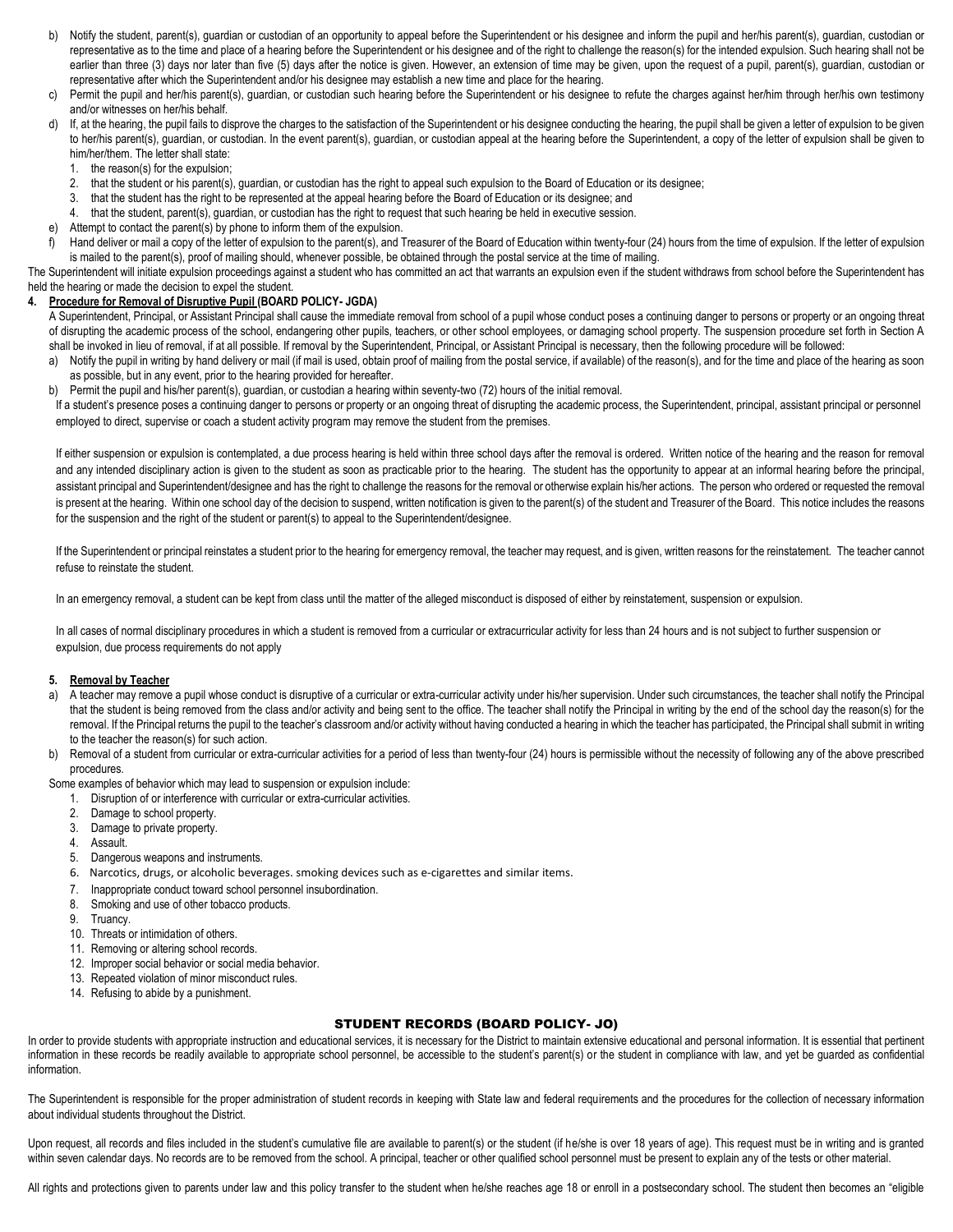b) Notify the student, parent(s), guardian or custodian of an opportunity to appeal before the Superintendent or his designee and inform the pupil and her/his parent(s), guardian, custodian or representative as to the time and place of a hearing before the Superintendent or his designee and of the right to challenge the reason(s) for the intended expulsion. Such hearing shall not be earlier than three (3) days nor later than five (5) days after the notice is given. However, an extension of time may be given, upon the request of a pupil, parent(s), guardian, custodian or representative after which the Superintendent and/or his designee may establish a new time and place for the hearing.

c) Permit the pupil and her/his parent(s), guardian, or custodian such hearing before the Superintendent or his designee to refute the charges against her/him through her/his own testimony and/or witnesses on her/his behalf.

d) If, at the hearing, the pupil fails to disprove the charges to the satisfaction of the Superintendent or his designee conducting the hearing, the pupil shall be given a letter of expulsion to be given to her/his parent(s), guardian, or custodian. In the event parent(s), guardian, or custodian appeal at the hearing before the Superintendent, a copy of the letter of expulsion shall be given to him/her/them. The letter shall state:
   1. the reason(s) for the expulsion;
   2. that the student or his parent(s), guardian, or custodian has the right to appeal such expulsion to the Board of Education or its designee;
   3. that the student has the right to be represented at the appeal hearing before the Board of Education or its designee; and
   4. that the student, parent(s), guardian, or custodian has the right to request that such hearing be held in executive session.

e) Attempt to contact the parent(s) by phone to inform them of the expulsion.

f) Hand deliver or mail a copy of the letter of expulsion to the parent(s), and Treasurer of the Board of Education within twenty-four (24) hours from the time of expulsion. If the letter of expulsion is mailed to the parent(s), proof of mailing should, whenever possible, be obtained through the postal service at the time of mailing.

The Superintendent will initiate expulsion proceedings against a student who has committed an act that warrants an expulsion even if the student withdraws from school before the Superintendent has held the hearing or made the decision to expel the student.

**4. Procedure for Removal of Disruptive Pupil (BOARD POLICY- JGDA)**

A Superintendent, Principal, or Assistant Principal shall cause the immediate removal from school of a pupil whose conduct poses a continuing danger to persons or property or an ongoing threat of disrupting the academic process of the school, endangering other pupils, teachers, or other school employees, or damaging school property. The suspension procedure set forth in Section A shall be invoked in lieu of removal, if at all possible. If removal by the Superintendent, Principal, or Assistant Principal is necessary, then the following procedure will be followed:

a) Notify the pupil in writing by hand delivery or mail (if mail is used, obtain proof of mailing from the postal service, if available) of the reason(s), and for the time and place of the hearing as soon as possible, but in any event, prior to the hearing provided for hereafter.

b) Permit the pupil and his/her parent(s), guardian, or custodian a hearing within seventy-two (72) hours of the initial removal.

If a student's presence poses a continuing danger to persons or property or an ongoing threat of disrupting the academic process, the Superintendent, principal, assistant principal or personnel employed to direct, supervise or coach a student activity program may remove the student from the premises.

If either suspension or expulsion is contemplated, a due process hearing is held within three school days after the removal is ordered. Written notice of the hearing and the reason for removal and any intended disciplinary action is given to the student as soon as practicable prior to the hearing. The student has the opportunity to appear at an informal hearing before the principal, assistant principal and Superintendent/designee and has the right to challenge the reasons for the removal or otherwise explain his/her actions. The person who ordered or requested the removal is present at the hearing. Within one school day of the decision to suspend, written notification is given to the parent(s) of the student and Treasurer of the Board. This notice includes the reasons for the suspension and the right of the student or parent(s) to appeal to the Superintendent/designee.

If the Superintendent or principal reinstates a student prior to the hearing for emergency removal, the teacher may request, and is given, written reasons for the reinstatement. The teacher cannot refuse to reinstate the student.

In an emergency removal, a student can be kept from class until the matter of the alleged misconduct is disposed of either by reinstatement, suspension or expulsion.

In all cases of normal disciplinary procedures in which a student is removed from a curricular or extracurricular activity for less than 24 hours and is not subject to further suspension or expulsion, due process requirements do not apply

**5. Removal by Teacher**

a) A teacher may remove a pupil whose conduct is disruptive of a curricular or extra-curricular activity under his/her supervision. Under such circumstances, the teacher shall notify the Principal that the student is being removed from the class and/or activity and being sent to the office. The teacher shall notify the Principal in writing by the end of the school day the reason(s) for the removal. If the Principal returns the pupil to the teacher's classroom and/or activity without having conducted a hearing in which the teacher has participated, the Principal shall submit in writing to the teacher the reason(s) for such action.

b) Removal of a student from curricular or extra-curricular activities for a period of less than twenty-four (24) hours is permissible without the necessity of following any of the above prescribed procedures.

Some examples of behavior which may lead to suspension or expulsion include:

1. Disruption of or interference with curricular or extra-curricular activities.
2. Damage to school property.
3. Damage to private property.
4. Assault.
5. Dangerous weapons and instruments.
6. Narcotics, drugs, or alcoholic beverages. smoking devices such as e-cigarettes and similar items.
7. Inappropriate conduct toward school personnel insubordination.
8. Smoking and use of other tobacco products.
9. Truancy.
10. Threats or intimidation of others.
11. Removing or altering school records.
12. Improper social behavior or social media behavior.
13. Repeated violation of minor misconduct rules.
14. Refusing to abide by a punishment.

## STUDENT RECORDS (BOARD POLICY- JO)

In order to provide students with appropriate instruction and educational services, it is necessary for the District to maintain extensive educational and personal information. It is essential that pertinent information in these records be readily available to appropriate school personnel, be accessible to the student's parent(s) or the student in compliance with law, and yet be guarded as confidential information.

The Superintendent is responsible for the proper administration of student records in keeping with State law and federal requirements and the procedures for the collection of necessary information about individual students throughout the District.

Upon request, all records and files included in the student's cumulative file are available to parent(s) or the student (if he/she is over 18 years of age). This request must be in writing and is granted within seven calendar days. No records are to be removed from the school. A principal, teacher or other qualified school personnel must be present to explain any of the tests or other material.

All rights and protections given to parents under law and this policy transfer to the student when he/she reaches age 18 or enroll in a postsecondary school. The student then becomes an "eligible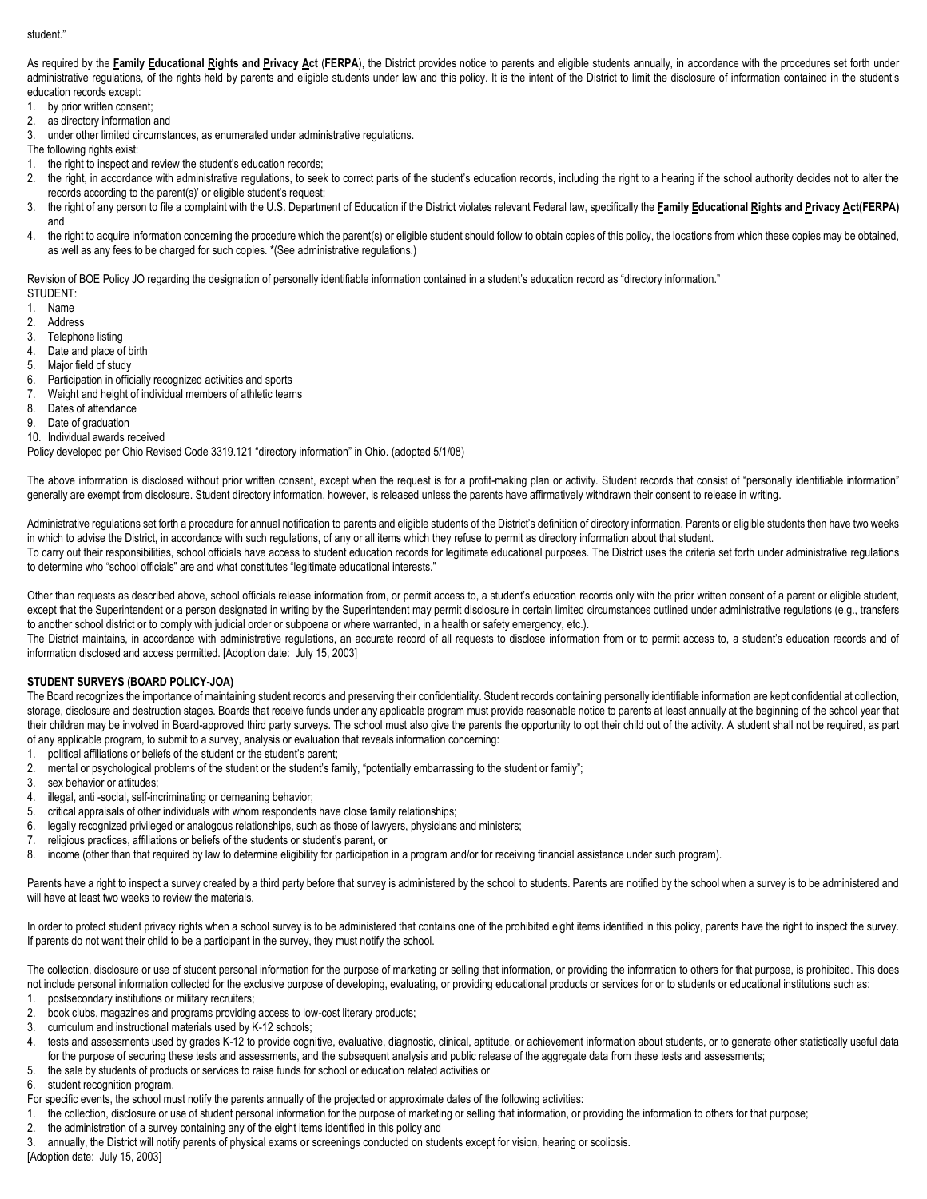student."

As required by the **Family Educational Rights and Privacy Act** (**FERPA**), the District provides notice to parents and eligible students annually, in accordance with the procedures set forth under administrative regulations, of the rights held by parents and eligible students under law and this policy. It is the intent of the District to limit the disclosure of information contained in the student's education records except:

1. by prior written consent;
2. as directory information and
3. under other limited circumstances, as enumerated under administrative regulations.

The following rights exist:

1. the right to inspect and review the student's education records;
2. the right, in accordance with administrative regulations, to seek to correct parts of the student's education records, including the right to a hearing if the school authority decides not to alter the records according to the parent(s)' or eligible student's request;
3. the right of any person to file a complaint with the U.S. Department of Education if the District violates relevant Federal law, specifically the **Family Educational Rights and Privacy Act(FERPA)** and
4. the right to acquire information concerning the procedure which the parent(s) or eligible student should follow to obtain copies of this policy, the locations from which these copies may be obtained, as well as any fees to be charged for such copies. *(See administrative regulations.)

Revision of BOE Policy JO regarding the designation of personally identifiable information contained in a student's education record as "directory information."

STUDENT:

1. Name
2. Address
3. Telephone listing
4. Date and place of birth
5. Major field of study
6. Participation in officially recognized activities and sports
7. Weight and height of individual members of athletic teams
8. Dates of attendance
9. Date of graduation
10. Individual awards received

Policy developed per Ohio Revised Code 3319.121 "directory information" in Ohio. (adopted 5/1/08)

The above information is disclosed without prior written consent, except when the request is for a profit-making plan or activity. Student records that consist of "personally identifiable information" generally are exempt from disclosure. Student directory information, however, is released unless the parents have affirmatively withdrawn their consent to release in writing.

Administrative regulations set forth a procedure for annual notification to parents and eligible students of the District's definition of directory information. Parents or eligible students then have two weeks in which to advise the District, in accordance with such regulations, of any or all items which they refuse to permit as directory information about that student.

To carry out their responsibilities, school officials have access to student education records for legitimate educational purposes. The District uses the criteria set forth under administrative regulations to determine who "school officials" are and what constitutes "legitimate educational interests."

Other than requests as described above, school officials release information from, or permit access to, a student's education records only with the prior written consent of a parent or eligible student, except that the Superintendent or a person designated in writing by the Superintendent may permit disclosure in certain limited circumstances outlined under administrative regulations (e.g., transfers to another school district or to comply with judicial order or subpoena or where warranted, in a health or safety emergency, etc.).

The District maintains, in accordance with administrative regulations, an accurate record of all requests to disclose information from or to permit access to, a student's education records and of information disclosed and access permitted. [Adoption date: July 15, 2003]

**STUDENT SURVEYS (BOARD POLICY-JOA)**

The Board recognizes the importance of maintaining student records and preserving their confidentiality. Student records containing personally identifiable information are kept confidential at collection, storage, disclosure and destruction stages. Boards that receive funds under any applicable program must provide reasonable notice to parents at least annually at the beginning of the school year that their children may be involved in Board-approved third party surveys. The school must also give the parents the opportunity to opt their child out of the activity. A student shall not be required, as part of any applicable program, to submit to a survey, analysis or evaluation that reveals information concerning:

1. political affiliations or beliefs of the student or the student's parent;
2. mental or psychological problems of the student or the student's family, "potentially embarrassing to the student or family";
3. sex behavior or attitudes;
4. illegal, anti -social, self-incriminating or demeaning behavior;
5. critical appraisals of other individuals with whom respondents have close family relationships;
6. legally recognized privileged or analogous relationships, such as those of lawyers, physicians and ministers;
7. religious practices, affiliations or beliefs of the students or student's parent, or
8. income (other than that required by law to determine eligibility for participation in a program and/or for receiving financial assistance under such program).

Parents have a right to inspect a survey created by a third party before that survey is administered by the school to students. Parents are notified by the school when a survey is to be administered and will have at least two weeks to review the materials.

In order to protect student privacy rights when a school survey is to be administered that contains one of the prohibited eight items identified in this policy, parents have the right to inspect the survey. If parents do not want their child to be a participant in the survey, they must notify the school.

The collection, disclosure or use of student personal information for the purpose of marketing or selling that information, or providing the information to others for that purpose, is prohibited. This does not include personal information collected for the exclusive purpose of developing, evaluating, or providing educational products or services for or to students or educational institutions such as:

1. postsecondary institutions or military recruiters;
2. book clubs, magazines and programs providing access to low-cost literary products;
3. curriculum and instructional materials used by K-12 schools;
4. tests and assessments used by grades K-12 to provide cognitive, evaluative, diagnostic, clinical, aptitude, or achievement information about students, or to generate other statistically useful data for the purpose of securing these tests and assessments, and the subsequent analysis and public release of the aggregate data from these tests and assessments;
5. the sale by students of products or services to raise funds for school or education related activities or
6. student recognition program.

For specific events, the school must notify the parents annually of the projected or approximate dates of the following activities:

1. the collection, disclosure or use of student personal information for the purpose of marketing or selling that information, or providing the information to others for that purpose;
2. the administration of a survey containing any of the eight items identified in this policy and
3. annually, the District will notify parents of physical exams or screenings conducted on students except for vision, hearing or scoliosis.

[Adoption date: July 15, 2003]